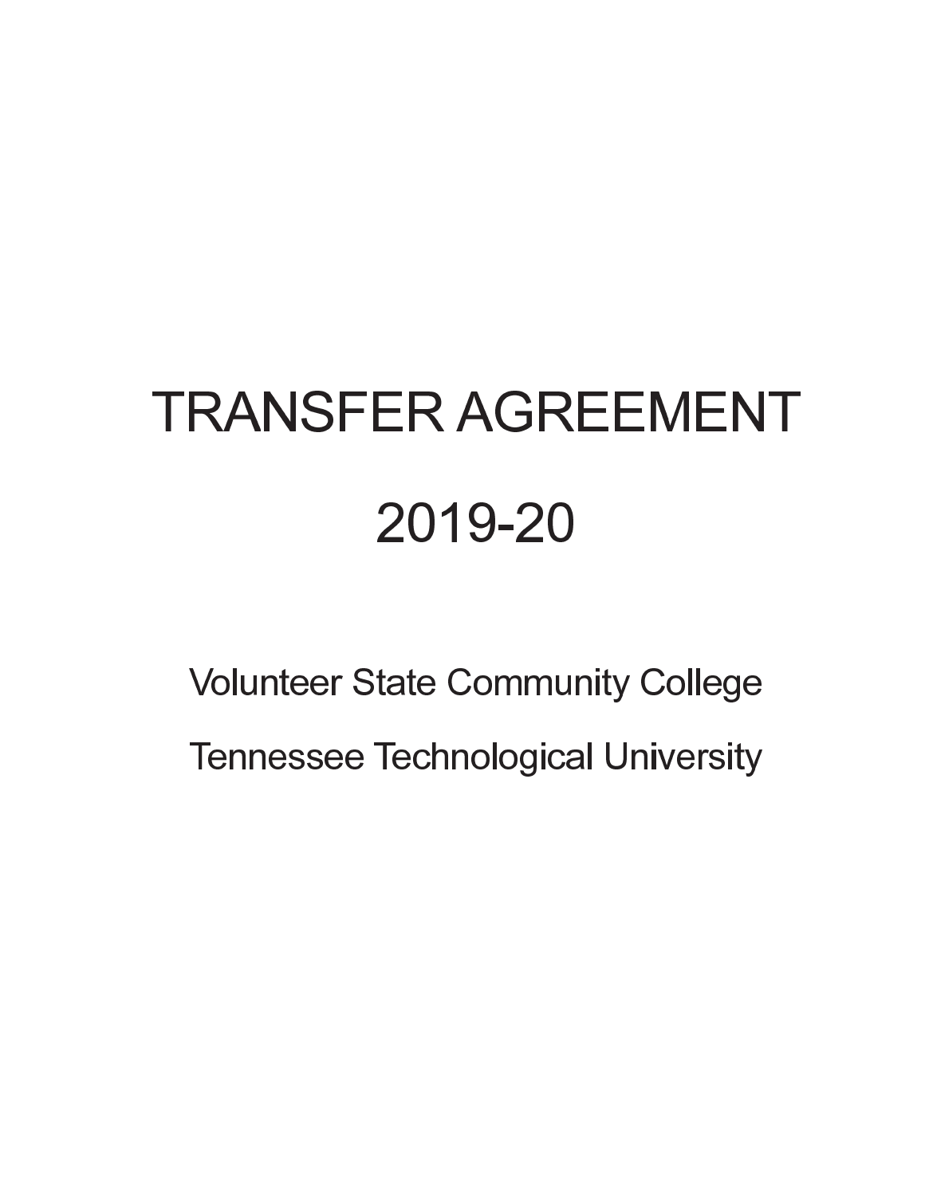# TRANSFER AGREEMENT

# 2019-20

Volunteer State Community College

Tennessee Technological University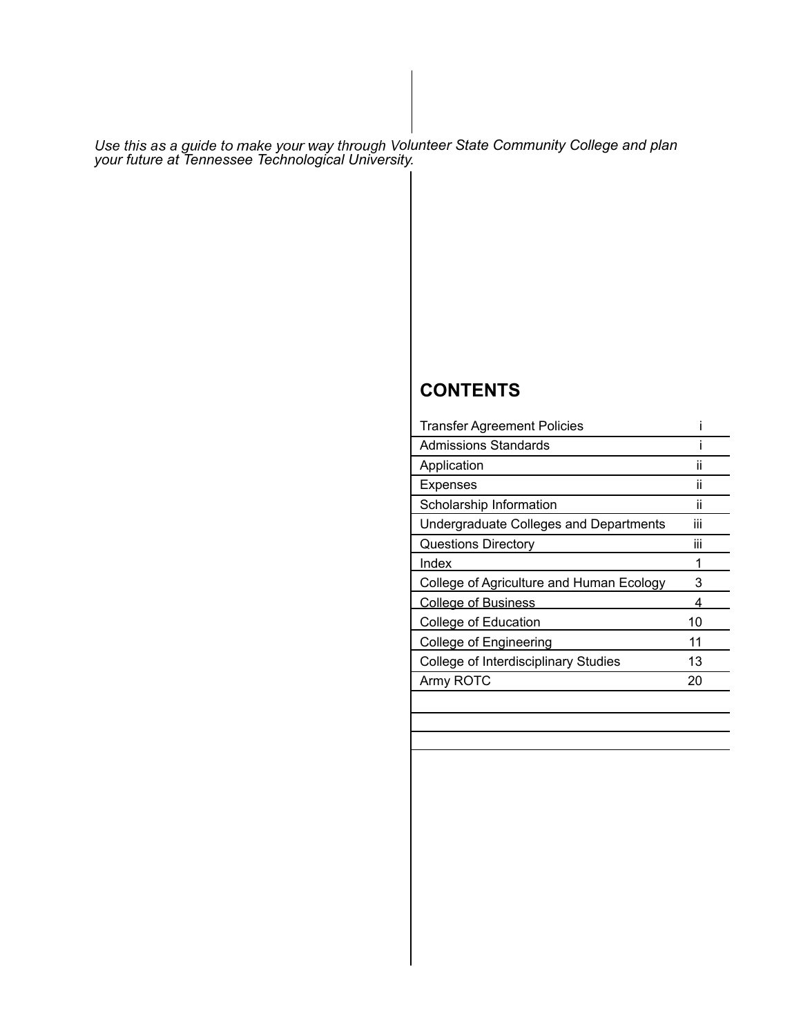*Use this as a guide to make your way through Volunteer State Community College and plan your future at Tennessee Technological University.*

## CONTENTS

| | |
|---|---|
| Transfer Agreement Policies | i |
| Admissions Standards | i |
| Application | ii |
| Expenses | ii |
| Scholarship Information | ii |
| Undergraduate Colleges and Departments | iii |
| Questions Directory | iii |
| Index | 1 |
| College of Agriculture and Human Ecology | 3 |
| College of Business | 4 |
| College of Education | 10 |
| College of Engineering | 11 |
| College of Interdisciplinary Studies | 13 |
| Army ROTC | 20 |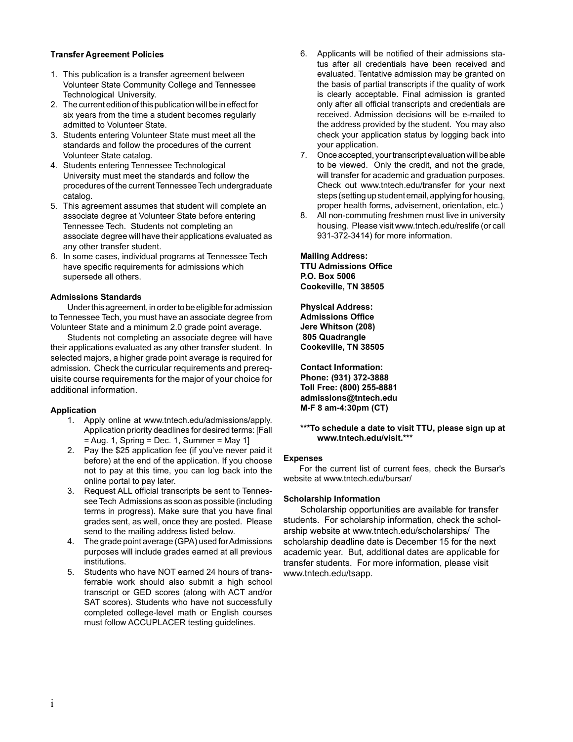### Transfer Agreement Policies

1. This publication is a transfer agreement between Volunteer State Community College and Tennessee Technological University.
2. The current edition of this publication will be in effect for six years from the time a student becomes regularly admitted to Volunteer State.
3. Students entering Volunteer State must meet all the standards and follow the procedures of the current Volunteer State catalog.
4. Students entering Tennessee Technological University must meet the standards and follow the procedures of the current Tennessee Tech undergraduate catalog.
5. This agreement assumes that student will complete an associate degree at Volunteer State before entering Tennessee Tech. Students not completing an associate degree will have their applications evaluated as any other transfer student.
6. In some cases, individual programs at Tennessee Tech have specific requirements for admissions which supersede all others.

### Admissions Standards

Under this agreement, in order to be eligible for admission to Tennessee Tech, you must have an associate degree from Volunteer State and a minimum 2.0 grade point average.

Students not completing an associate degree will have their applications evaluated as any other transfer student. In selected majors, a higher grade point average is required for admission. Check the curricular requirements and prerequisite course requirements for the major of your choice for additional information.

### Application

1. Apply online at www.tntech.edu/admissions/apply. Application priority deadlines for desired terms: [Fall = Aug. 1, Spring = Dec. 1, Summer = May 1]
2. Pay the $25 application fee (if you've never paid it before) at the end of the application. If you choose not to pay at this time, you can log back into the online portal to pay later.
3. Request ALL official transcripts be sent to Tennessee Tech Admissions as soon as possible (including terms in progress). Make sure that you have final grades sent, as well, once they are posted. Please send to the mailing address listed below.
4. The grade point average (GPA) used for Admissions purposes will include grades earned at all previous institutions.
5. Students who have NOT earned 24 hours of transferrable work should also submit a high school transcript or GED scores (along with ACT and/or SAT scores). Students who have not successfully completed college-level math or English courses must follow ACCUPLACER testing guidelines.
6. Applicants will be notified of their admissions status after all credentials have been received and evaluated. Tentative admission may be granted on the basis of partial transcripts if the quality of work is clearly acceptable. Final admission is granted only after all official transcripts and credentials are received. Admission decisions will be e-mailed to the address provided by the student. You may also check your application status by logging back into your application.
7. Once accepted, your transcript evaluation will be able to be viewed. Only the credit, and not the grade, will transfer for academic and graduation purposes. Check out www.tntech.edu/transfer for your next steps (setting up student email, applying for housing, proper health forms, advisement, orientation, etc.)
8. All non-commuting freshmen must live in university housing. Please visit www.tntech.edu/reslife (or call 931-372-3414) for more information.

**Mailing Address:**
**TTU Admissions Office**
**P.O. Box 5006**
**Cookeville, TN 38505**

**Physical Address:**
**Admissions Office**
**Jere Whitson (208)**
**805 Quadrangle**
**Cookeville, TN 38505**

**Contact Information:**
**Phone: (931) 372-3888**
**Toll Free: (800) 255-8881**
**admissions@tntech.edu**
**M-F 8 am-4:30pm (CT)**

**\*\*\*To schedule a date to visit TTU, please sign up at www.tntech.edu/visit.\*\*\***

### Expenses

For the current list of current fees, check the Bursar's website at www.tntech.edu/bursar/

### Scholarship Information

Scholarship opportunities are available for transfer students. For scholarship information, check the scholarship website at www.tntech.edu/scholarships/ The scholarship deadline date is December 15 for the next academic year. But, additional dates are applicable for transfer students. For more information, please visit www.tntech.edu/tsapp.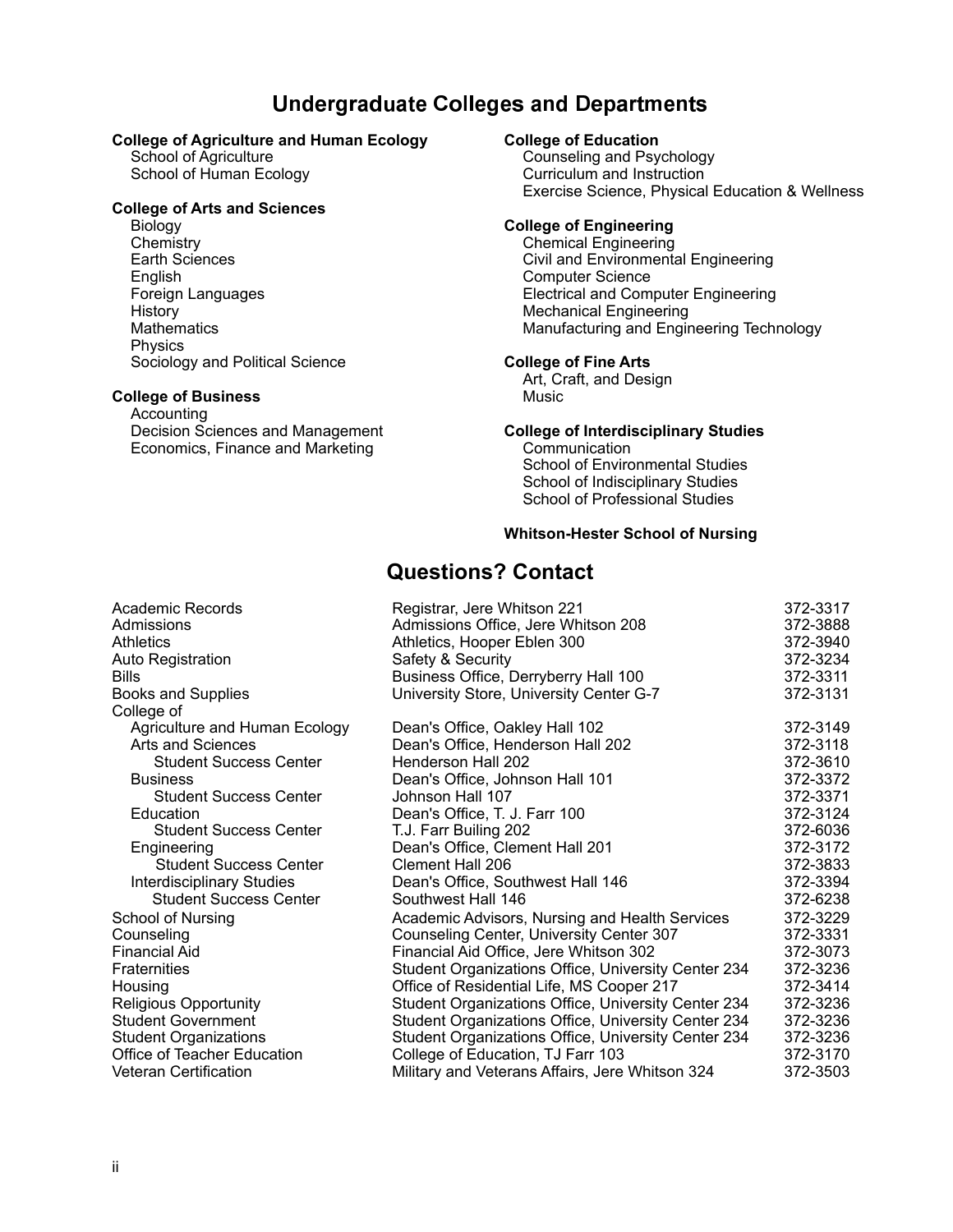# Undergraduate Colleges and Departments

**College of Agriculture and Human Ecology**
- School of Agriculture
- School of Human Ecology

**College of Arts and Sciences**
- Biology
- Chemistry
- Earth Sciences
- English
- Foreign Languages
- History
- Mathematics
- Physics
- Sociology and Political Science

**College of Business**
- Accounting
- Decision Sciences and Management
- Economics, Finance and Marketing

**College of Education**
- Counseling and Psychology
- Curriculum and Instruction
- Exercise Science, Physical Education & Wellness

**College of Engineering**
- Chemical Engineering
- Civil and Environmental Engineering
- Computer Science
- Electrical and Computer Engineering
- Mechanical Engineering
- Manufacturing and Engineering Technology

**College of Fine Arts**
- Art, Craft, and Design
- Music

**College of Interdisciplinary Studies**
- Communication
- School of Environmental Studies
- School of Indisciplinary Studies
- School of Professional Studies

**Whitson-Hester School of Nursing**

# Questions? Contact

| | | |
|---|---|---|
| Academic Records | Registrar, Jere Whitson 221 | 372-3317 |
| Admissions | Admissions Office, Jere Whitson 208 | 372-3888 |
| Athletics | Athletics, Hooper Eblen 300 | 372-3940 |
| Auto Registration | Safety & Security | 372-3234 |
| Bills | Business Office, Derryberry Hall 100 | 372-3311 |
| Books and Supplies | University Store, University Center G-7 | 372-3131 |
| College of | | |
| Agriculture and Human Ecology | Dean's Office, Oakley Hall 102 | 372-3149 |
| Arts and Sciences | Dean's Office, Henderson Hall 202 | 372-3118 |
| Student Success Center | Henderson Hall 202 | 372-3610 |
| Business | Dean's Office, Johnson Hall 101 | 372-3372 |
| Student Success Center | Johnson Hall 107 | 372-3371 |
| Education | Dean's Office, T. J. Farr 100 | 372-3124 |
| Student Success Center | T.J. Farr Builing 202 | 372-6036 |
| Engineering | Dean's Office, Clement Hall 201 | 372-3172 |
| Student Success Center | Clement Hall 206 | 372-3833 |
| Interdisciplinary Studies | Dean's Office, Southwest Hall 146 | 372-3394 |
| Student Success Center | Southwest Hall 146 | 372-6238 |
| School of Nursing | Academic Advisors, Nursing and Health Services | 372-3229 |
| Counseling | Counseling Center, University Center 307 | 372-3331 |
| Financial Aid | Financial Aid Office, Jere Whitson 302 | 372-3073 |
| Fraternities | Student Organizations Office, University Center 234 | 372-3236 |
| Housing | Office of Residential Life, MS Cooper 217 | 372-3414 |
| Religious Opportunity | Student Organizations Office, University Center 234 | 372-3236 |
| Student Government | Student Organizations Office, University Center 234 | 372-3236 |
| Student Organizations | Student Organizations Office, University Center 234 | 372-3236 |
| Office of Teacher Education | College of Education, TJ Farr 103 | 372-3170 |
| Veteran Certification | Military and Veterans Affairs, Jere Whitson 324 | 372-3503 |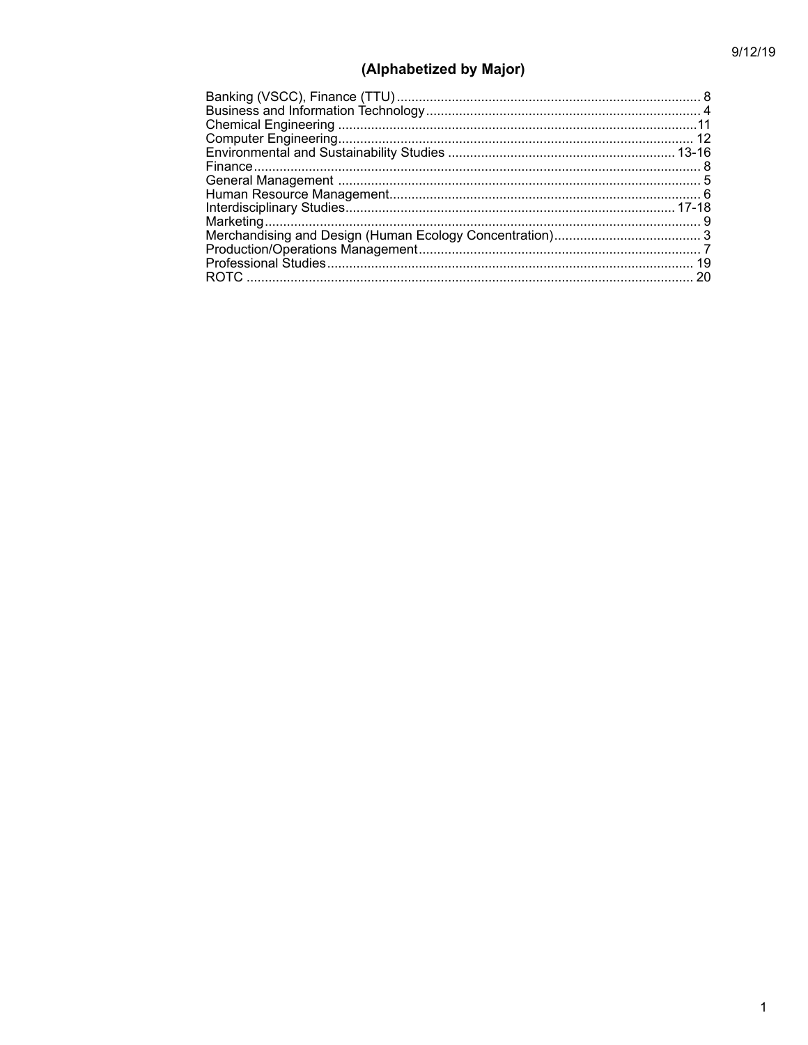## (Alphabetized by Major)

| Major | Page |
| --- | --- |
| Banking (VSCC), Finance (TTU) | 8 |
| Business and Information Technology | 4 |
| Chemical Engineering | 11 |
| Computer Engineering | 12 |
| Environmental and Sustainability Studies | 13-16 |
| Finance | 8 |
| General Management | 5 |
| Human Resource Management | 6 |
| Interdisciplinary Studies | 17-18 |
| Marketing | 9 |
| Merchandising and Design (Human Ecology Concentration) | 3 |
| Production/Operations Management | 7 |
| Professional Studies | 19 |
| ROTC | 20 |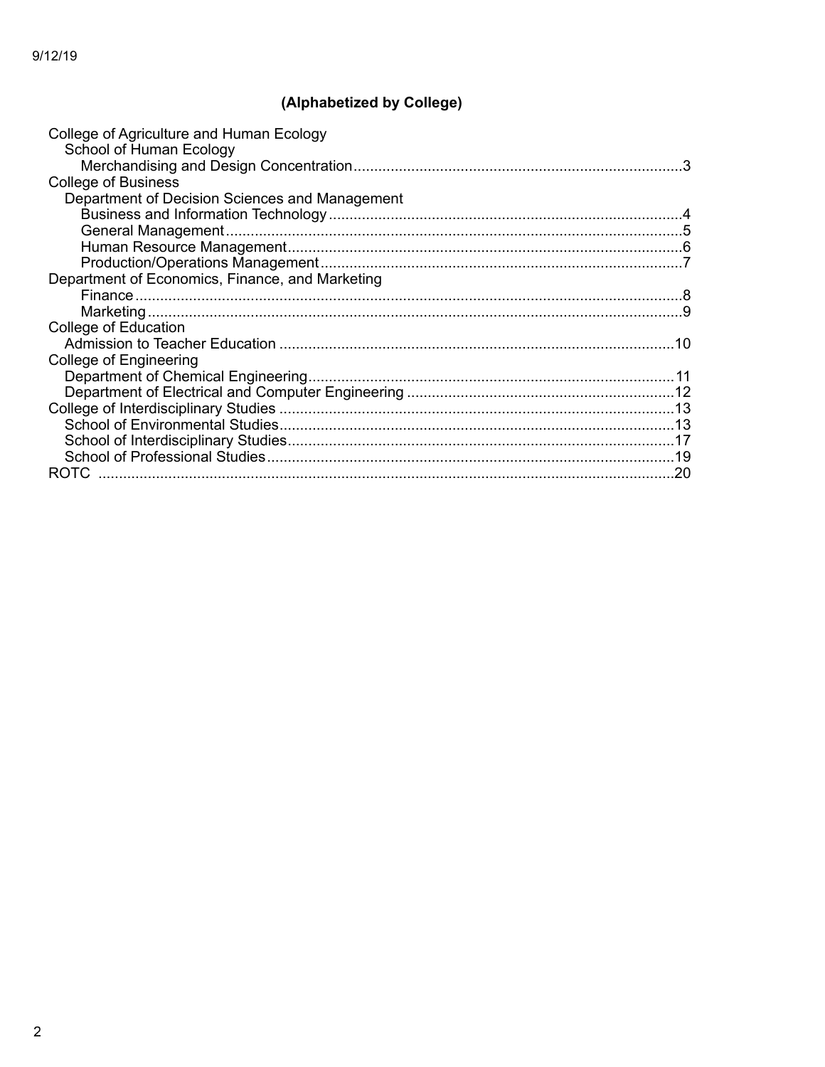9/12/19

## (Alphabetized by College)

- College of Agriculture and Human Ecology
  - School of Human Ecology
    - Merchandising and Design Concentration ........ 3
- College of Business
  - Department of Decision Sciences and Management
    - Business and Information Technology ........ 4
    - General Management ........ 5
    - Human Resource Management ........ 6
    - Production/Operations Management ........ 7
- Department of Economics, Finance, and Marketing
  - Finance ........ 8
  - Marketing ........ 9
- College of Education
  - Admission to Teacher Education ........ 10
- College of Engineering
  - Department of Chemical Engineering ........ 11
  - Department of Electrical and Computer Engineering ........ 12
- College of Interdisciplinary Studies ........ 13
  - School of Environmental Studies ........ 13
  - School of Interdisciplinary Studies ........ 17
  - School of Professional Studies ........ 19
- ROTC ........ 20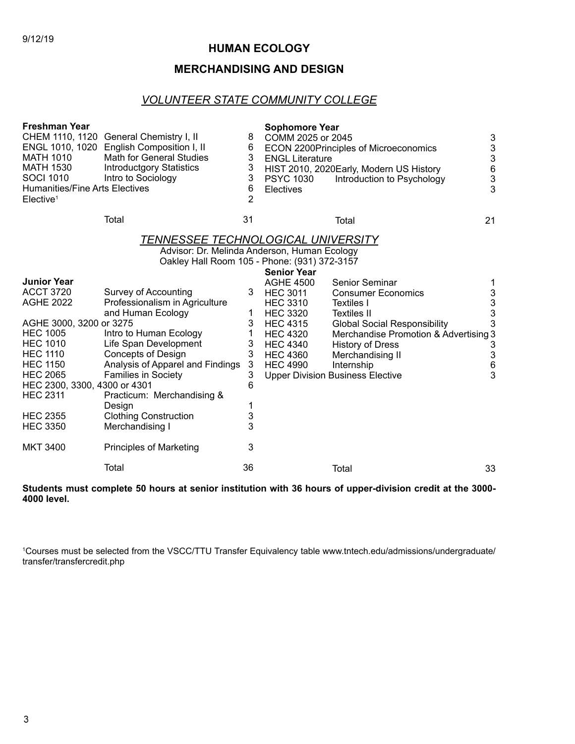9/12/19

# HUMAN ECOLOGY

## MERCHANDISING AND DESIGN

### *VOLUNTEER STATE COMMUNITY COLLEGE*

**Freshman Year**

| Course | Title | Hours |
|---|---|---|
| CHEM 1110, 1120 | General Chemistry I, II | 8 |
| ENGL 1010, 1020 | English Composition I, II | 6 |
| MATH 1010 | Math for General Studies | 3 |
| MATH 1530 | Introductgory Statistics | 3 |
| SOCI 1010 | Intro to Sociology | 3 |
| Humanities/Fine Arts Electives | | 6 |
| Elective[1] | | 2 |
| | Total | 31 |

**Sophomore Year**

| Course | Title | Hours |
|---|---|---|
| COMM 2025 or 2045 | | 3 |
| ECON 2200 | Principles of Microeconomics | 3 |
| ENGL Literature | | 3 |
| HIST 2010, 2020 | Early, Modern US History | 6 |
| PSYC 1030 | Introduction to Psychology | 3 |
| Electives | | 3 |
| | Total | 21 |

### *TENNESSEE TECHNOLOGICAL UNIVERSITY*

Advisor: Dr. Melinda Anderson, Human Ecology
Oakley Hall Room 105 - Phone: (931) 372-3157

**Junior Year**

| Course | Title | Hours |
|---|---|---|
| ACCT 3720 | Survey of Accounting | 3 |
| AGHE 2022 | Professionalism in Agriculture and Human Ecology | 1 |
| AGHE 3000, 3200 or 3275 | | 3 |
| HEC 1005 | Intro to Human Ecology | 1 |
| HEC 1010 | Life Span Development | 3 |
| HEC 1110 | Concepts of Design | 3 |
| HEC 1150 | Analysis of Apparel and Findings | 3 |
| HEC 2065 | Families in Society | 3 |
| HEC 2300, 3300, 4300 or 4301 | | 6 |
| HEC 2311 | Practicum: Merchandising & Design | 1 |
| HEC 2355 | Clothing Construction | 3 |
| HEC 3350 | Merchandising I | 3 |
| MKT 3400 | Principles of Marketing | 3 |
| | Total | 36 |

**Senior Year**

| Course | Title | Hours |
|---|---|---|
| AGHE 4500 | Senior Seminar | 1 |
| HEC 3011 | Consumer Economics | 3 |
| HEC 3310 | Textiles I | 3 |
| HEC 3320 | Textiles II | 3 |
| HEC 4315 | Global Social Responsibility | 3 |
| HEC 4320 | Merchandise Promotion & Advertising | 3 |
| HEC 4340 | History of Dress | 3 |
| HEC 4360 | Merchandising II | 3 |
| HEC 4990 | Internship | 6 |
| Upper Division Business Elective | | 3 |
| | Total | 33 |

**Students must complete 50 hours at senior institution with 36 hours of upper-division credit at the 3000-4000 level.**

[1]Courses must be selected from the VSCC/TTU Transfer Equivalency table www.tntech.edu/admissions/undergraduate/transfer/transfercredit.php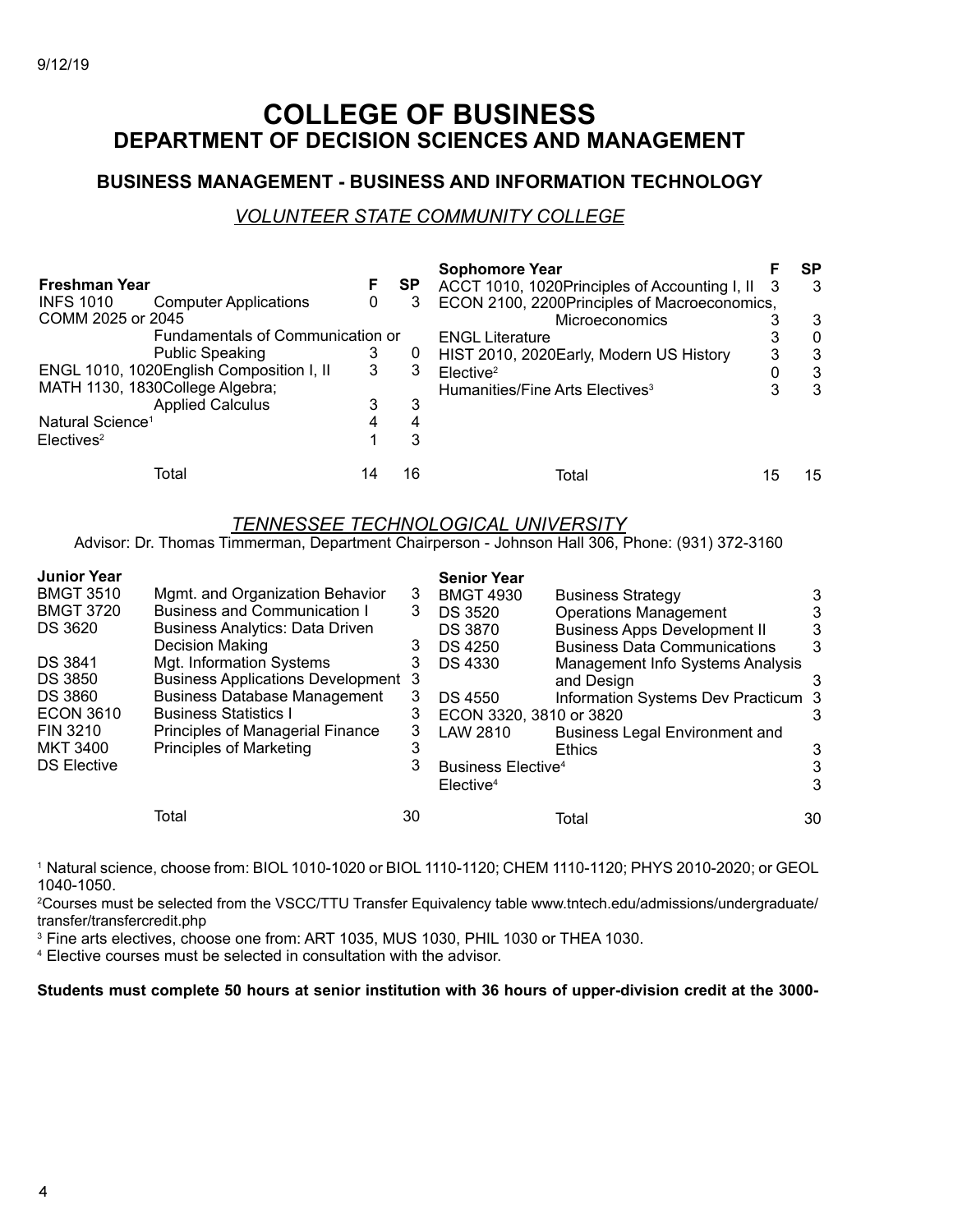9/12/19

# COLLEGE OF BUSINESS
## DEPARTMENT OF DECISION SCIENCES AND MANAGEMENT

### BUSINESS MANAGEMENT - BUSINESS AND INFORMATION TECHNOLOGY

*VOLUNTEER STATE COMMUNITY COLLEGE*

| Freshman Year | | F | SP |
|---|---|---|---|
| INFS 1010 | Computer Applications | 0 | 3 |
| COMM 2025 or 2045 | Fundamentals of Communication or Public Speaking | 3 | 0 |
| ENGL 1010, 1020 | English Composition I, II | 3 | 3 |
| MATH 1130, 1830 | College Algebra; Applied Calculus | 3 | 3 |
| Natural Science[1] | | 4 | 4 |
| Electives[2] | | 1 | 3 |
| | Total | 14 | 16 |

| Sophomore Year | | F | SP |
|---|---|---|---|
| ACCT 1010, 1020 | Principles of Accounting I, II | 3 | 3 |
| ECON 2100, 2200 | Principles of Macroeconomics, Microeconomics | 3 | 3 |
| ENGL Literature | | 3 | 0 |
| HIST 2010, 2020 | Early, Modern US History | 3 | 3 |
| Elective[2] | | 0 | 3 |
| Humanities/Fine Arts Electives[3] | | 3 | 3 |
| | Total | 15 | 15 |

*TENNESSEE TECHNOLOGICAL UNIVERSITY*

Advisor: Dr. Thomas Timmerman, Department Chairperson - Johnson Hall 306, Phone: (931) 372-3160

| Junior Year | | |
|---|---|---|
| BMGT 3510 | Mgmt. and Organization Behavior | 3 |
| BMGT 3720 | Business and Communication I | 3 |
| DS 3620 | Business Analytics: Data Driven Decision Making | 3 |
| DS 3841 | Mgt. Information Systems | 3 |
| DS 3850 | Business Applications Development | 3 |
| DS 3860 | Business Database Management | 3 |
| ECON 3610 | Business Statistics I | 3 |
| FIN 3210 | Principles of Managerial Finance | 3 |
| MKT 3400 | Principles of Marketing | 3 |
| DS Elective | | 3 |
| | Total | 30 |

| Senior Year | | |
|---|---|---|
| BMGT 4930 | Business Strategy | 3 |
| DS 3520 | Operations Management | 3 |
| DS 3870 | Business Apps Development II | 3 |
| DS 4250 | Business Data Communications | 3 |
| DS 4330 | Management Info Systems Analysis and Design | 3 |
| DS 4550 | Information Systems Dev Practicum | 3 |
| ECON 3320, 3810 or 3820 | | 3 |
| LAW 2810 | Business Legal Environment and Ethics | 3 |
| Business Elective[4] | | 3 |
| Elective[4] | | 3 |
| | Total | 30 |

[1] Natural science, choose from: BIOL 1010-1020 or BIOL 1110-1120; CHEM 1110-1120; PHYS 2010-2020; or GEOL 1040-1050.

[2] Courses must be selected from the VSCC/TTU Transfer Equivalency table www.tntech.edu/admissions/undergraduate/transfer/transfercredit.php

[3] Fine arts electives, choose one from: ART 1035, MUS 1030, PHIL 1030 or THEA 1030.

[4] Elective courses must be selected in consultation with the advisor.

**Students must complete 50 hours at senior institution with 36 hours of upper-division credit at the 3000-**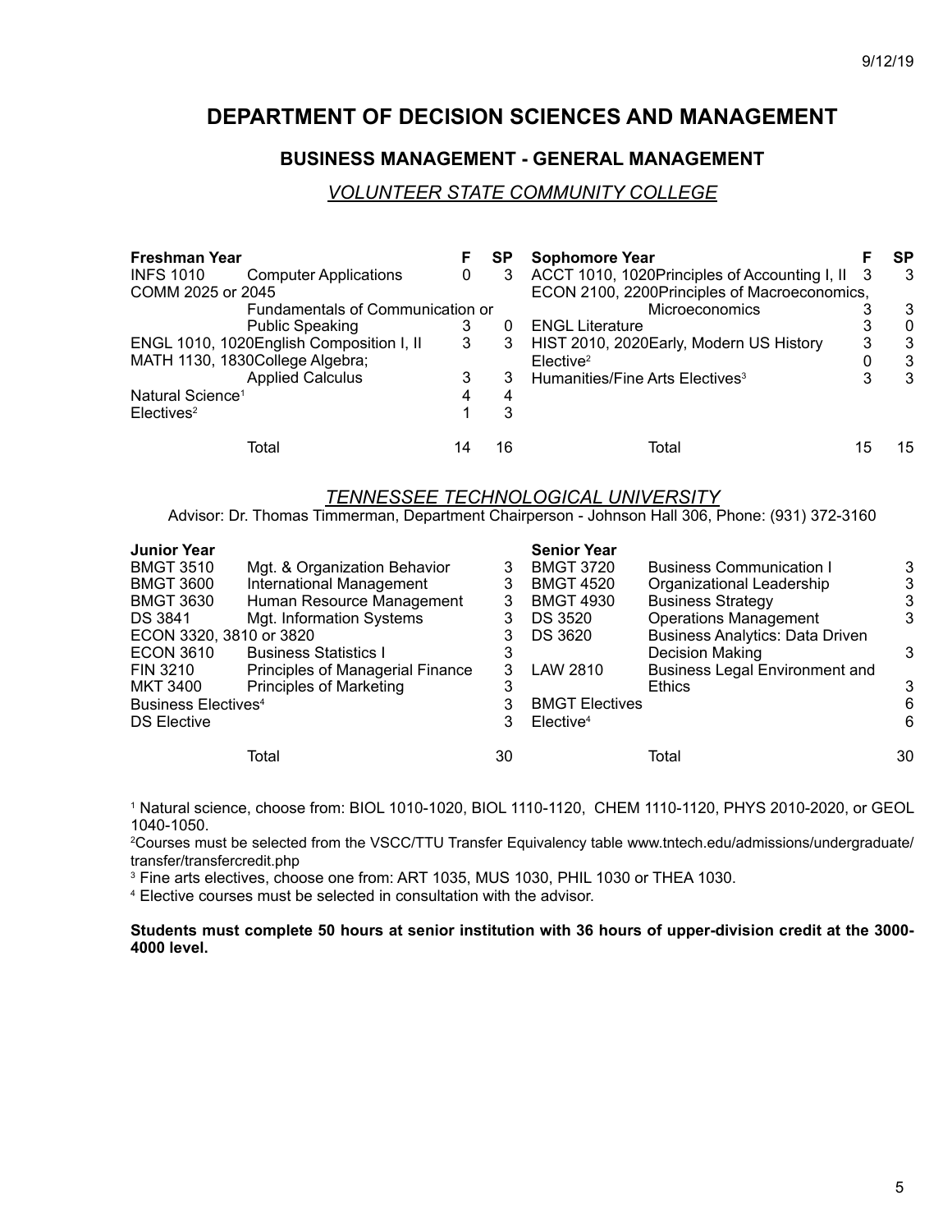# DEPARTMENT OF DECISION SCIENCES AND MANAGEMENT

## BUSINESS MANAGEMENT - GENERAL MANAGEMENT

### *VOLUNTEER STATE COMMUNITY COLLEGE*

| Freshman Year | | F | SP | Sophomore Year | F | SP |
|---|---|---|---|---|---|---|
| INFS 1010 | Computer Applications | 0 | 3 | ACCT 1010, 1020 Principles of Accounting I, II | 3 | 3 |
| COMM 2025 or 2045 Fundamentals of Communication or Public Speaking | | 3 | 0 | ECON 2100, 2200 Principles of Macroeconomics, Microeconomics | 3 | 3 |
| ENGL 1010, 1020 | English Composition I, II | 3 | 3 | ENGL Literature | 3 | 0 |
| MATH 1130, 1830 | College Algebra; Applied Calculus | 3 | 3 | HIST 2010, 2020 Early, Modern US History | 3 | 3 |
| Natural Science[1] | | 4 | 4 | Elective[2] | 0 | 3 |
| Electives[2] | | 1 | 3 | Humanities/Fine Arts Electives[3] | 3 | 3 |
| | Total | 14 | 16 | Total | 15 | 15 |

### *TENNESSEE TECHNOLOGICAL UNIVERSITY*

Advisor: Dr. Thomas Timmerman, Department Chairperson - Johnson Hall 306, Phone: (931) 372-3160

| Junior Year | | | Senior Year | | |
|---|---|---|---|---|---|
| BMGT 3510 | Mgt. & Organization Behavior | 3 | BMGT 3720 | Business Communication I | 3 |
| BMGT 3600 | International Management | 3 | BMGT 4520 | Organizational Leadership | 3 |
| BMGT 3630 | Human Resource Management | 3 | BMGT 4930 | Business Strategy | 3 |
| DS 3841 | Mgt. Information Systems | 3 | DS 3520 | Operations Management | 3 |
| ECON 3320, 3810 or 3820 | | 3 | DS 3620 | Business Analytics: Data Driven Decision Making | 3 |
| ECON 3610 | Business Statistics I | 3 | LAW 2810 | Business Legal Environment and Ethics | 3 |
| FIN 3210 | Principles of Managerial Finance | 3 | BMGT Electives | | 6 |
| MKT 3400 | Principles of Marketing | 3 | Elective[4] | | 6 |
| Business Electives[4] | | 3 | | | |
| DS Elective | | 3 | | | |
| | Total | 30 | | Total | 30 |

[1] Natural science, choose from: BIOL 1010-1020, BIOL 1110-1120, CHEM 1110-1120, PHYS 2010-2020, or GEOL 1040-1050.

[2] Courses must be selected from the VSCC/TTU Transfer Equivalency table www.tntech.edu/admissions/undergraduate/transfer/transfercredit.php

[3] Fine arts electives, choose one from: ART 1035, MUS 1030, PHIL 1030 or THEA 1030.

[4] Elective courses must be selected in consultation with the advisor.

**Students must complete 50 hours at senior institution with 36 hours of upper-division credit at the 3000-4000 level.**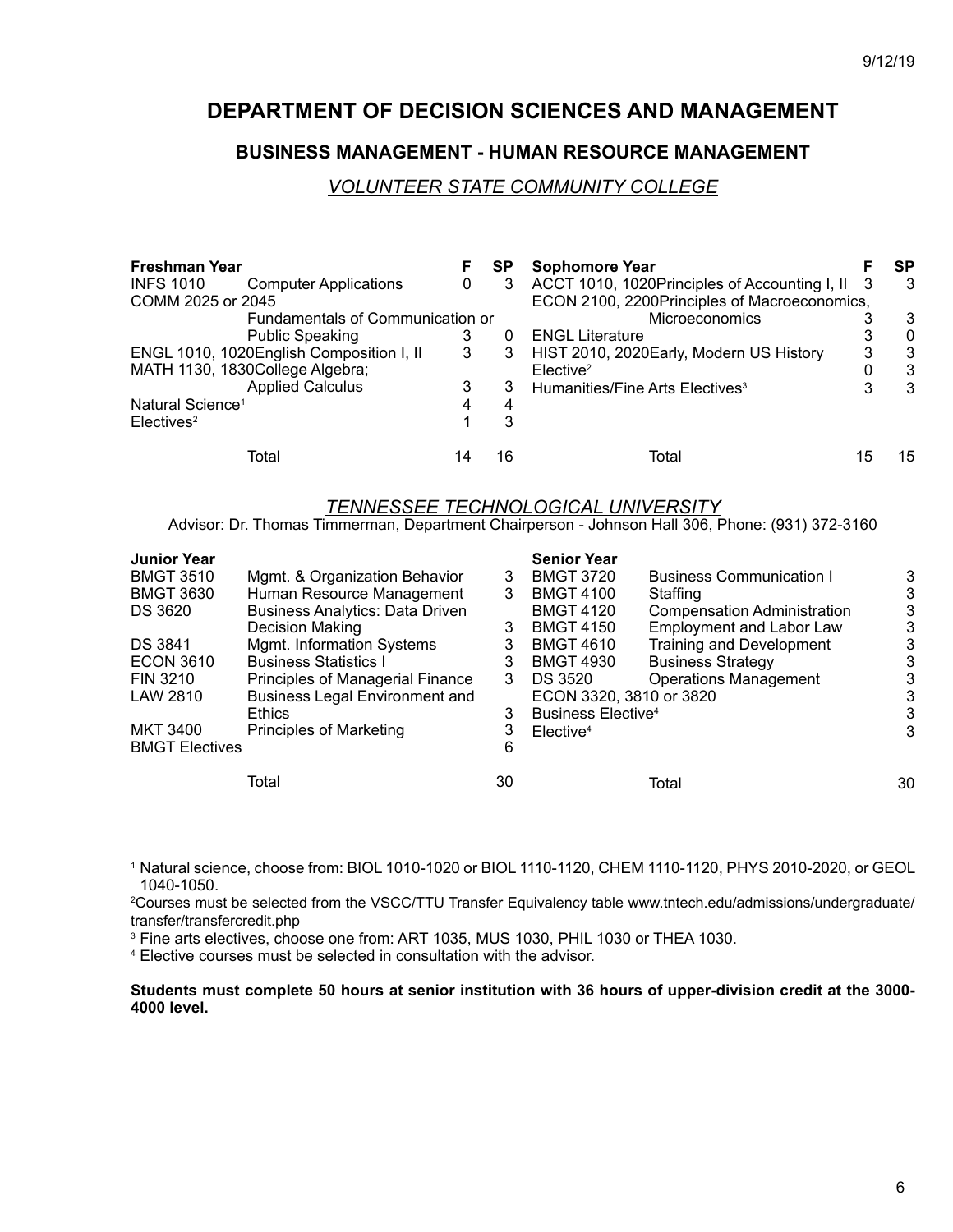# DEPARTMENT OF DECISION SCIENCES AND MANAGEMENT

## BUSINESS MANAGEMENT - HUMAN RESOURCE MANAGEMENT

### *VOLUNTEER STATE COMMUNITY COLLEGE*

| Freshman Year | | F | SP | Sophomore Year | F | SP |
|---|---|---|---|---|---|---|
| INFS 1010 | Computer Applications | 0 | 3 | ACCT 1010, 1020 Principles of Accounting I, II | 3 | 3 |
| COMM 2025 or 2045 | Fundamentals of Communication or Public Speaking | 3 | 0 | ECON 2100, 2200 Principles of Macroeconomics, Microeconomics | 3 | 3 |
| ENGL 1010, 1020 | English Composition I, II | 3 | 3 | ENGL Literature | 3 | 0 |
| MATH 1130, 1830 | College Algebra; Applied Calculus | 3 | 3 | HIST 2010, 2020 Early, Modern US History | 3 | 3 |
| Natural Science[1] | | 4 | 4 | Elective[2] | 0 | 3 |
| Electives[2] | | 1 | 3 | Humanities/Fine Arts Electives[3] | 3 | 3 |
| | Total | 14 | 16 | Total | 15 | 15 |

### *TENNESSEE TECHNOLOGICAL UNIVERSITY*

Advisor: Dr. Thomas Timmerman, Department Chairperson - Johnson Hall 306, Phone: (931) 372-3160

| Junior Year | | | Senior Year | | |
|---|---|---|---|---|---|
| BMGT 3510 | Mgmt. & Organization Behavior | 3 | BMGT 3720 | Business Communication I | 3 |
| BMGT 3630 | Human Resource Management | 3 | BMGT 4100 | Staffing | 3 |
| DS 3620 | Business Analytics: Data Driven Decision Making | 3 | BMGT 4120 | Compensation Administration | 3 |
| DS 3841 | Mgmt. Information Systems | 3 | BMGT 4150 | Employment and Labor Law | 3 |
| ECON 3610 | Business Statistics I | 3 | BMGT 4610 | Training and Development | 3 |
| FIN 3210 | Principles of Managerial Finance | 3 | BMGT 4930 | Business Strategy | 3 |
| LAW 2810 | Business Legal Environment and Ethics | 3 | DS 3520 | Operations Management | 3 |
| MKT 3400 | Principles of Marketing | 3 | ECON 3320, 3810 or 3820 | | 3 |
| BMGT Electives | | 6 | Business Elective[4] | | 3 |
| | | | Elective[4] | | 3 |
| | Total | 30 | | Total | 30 |

[1] Natural science, choose from: BIOL 1010-1020 or BIOL 1110-1120, CHEM 1110-1120, PHYS 2010-2020, or GEOL 1040-1050.

[2]Courses must be selected from the VSCC/TTU Transfer Equivalency table www.tntech.edu/admissions/undergraduate/transfer/transfercredit.php

[3] Fine arts electives, choose one from: ART 1035, MUS 1030, PHIL 1030 or THEA 1030.

[4] Elective courses must be selected in consultation with the advisor.

**Students must complete 50 hours at senior institution with 36 hours of upper-division credit at the 3000-4000 level.**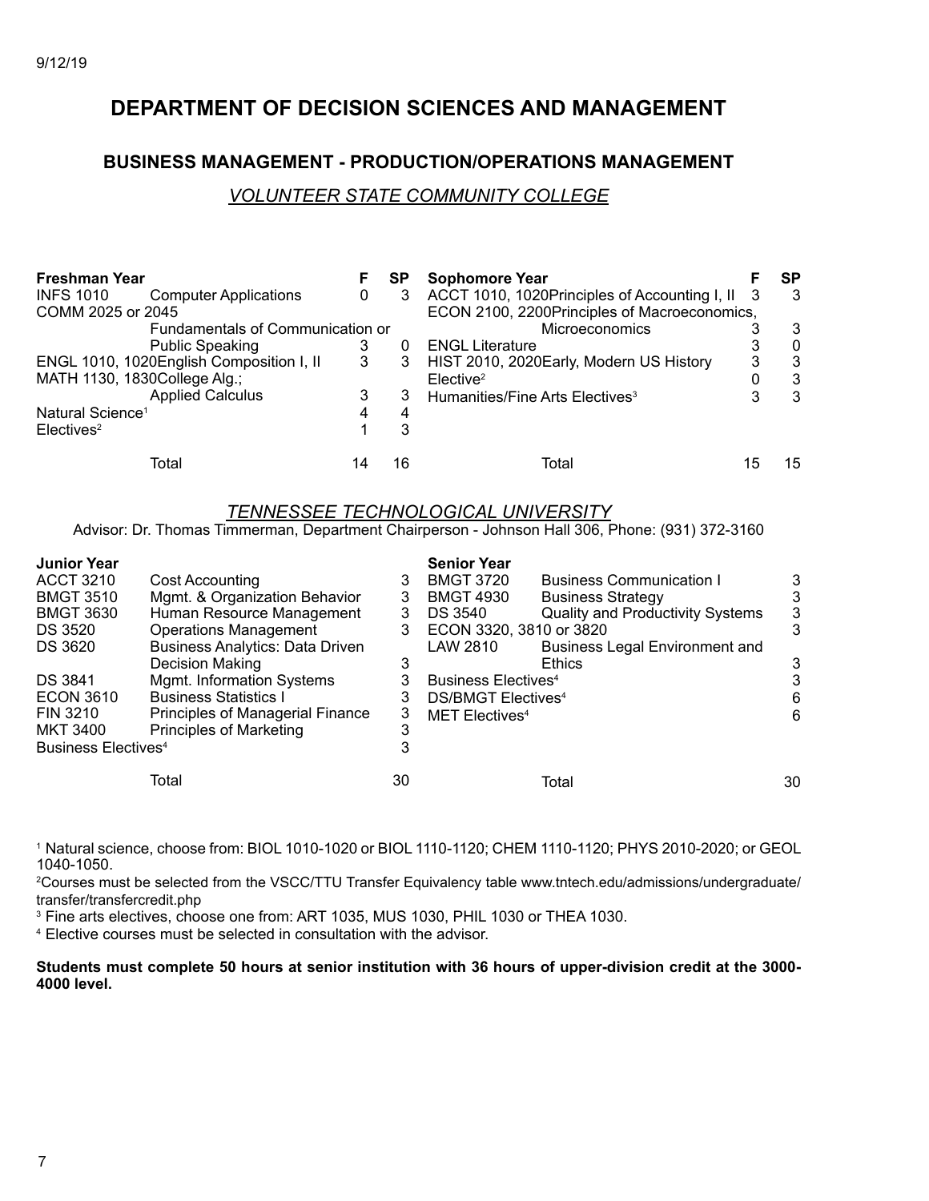# DEPARTMENT OF DECISION SCIENCES AND MANAGEMENT

## BUSINESS MANAGEMENT - PRODUCTION/OPERATIONS MANAGEMENT

### *VOLUNTEER STATE COMMUNITY COLLEGE*

| Freshman Year | | F | SP |
|---|---|---|---|
| INFS 1010 | Computer Applications | 0 | 3 |
| COMM 2025 or 2045 | Fundamentals of Communication or Public Speaking | 3 | 0 |
| ENGL 1010, 1020 | English Composition I, II | 3 | 3 |
| MATH 1130, 1830 | College Alg.; Applied Calculus | 3 | 3 |
| Natural Science[1] | | 4 | 4 |
| Electives[2] | | 1 | 3 |
| | Total | 14 | 16 |

| Sophomore Year | | F | SP |
|---|---|---|---|
| ACCT 1010, 1020 | Principles of Accounting I, II | 3 | 3 |
| ECON 2100, 2200 | Principles of Macroeconomics, Microeconomics | 3 | 3 |
| ENGL Literature | | 3 | 0 |
| HIST 2010, 2020 | Early, Modern US History | 3 | 3 |
| Elective[2] | | 0 | 3 |
| Humanities/Fine Arts Electives[3] | | 3 | 3 |
| | Total | 15 | 15 |

### *TENNESSEE TECHNOLOGICAL UNIVERSITY*

Advisor: Dr. Thomas Timmerman, Department Chairperson - Johnson Hall 306, Phone: (931) 372-3160

| Junior Year | | |
|---|---|---|
| ACCT 3210 | Cost Accounting | 3 |
| BMGT 3510 | Mgmt. & Organization Behavior | 3 |
| BMGT 3630 | Human Resource Management | 3 |
| DS 3520 | Operations Management | 3 |
| DS 3620 | Business Analytics: Data Driven Decision Making | 3 |
| DS 3841 | Mgmt. Information Systems | 3 |
| ECON 3610 | Business Statistics I | 3 |
| FIN 3210 | Principles of Managerial Finance | 3 |
| MKT 3400 | Principles of Marketing | 3 |
| Business Electives[4] | | 3 |
| | Total | 30 |

| Senior Year | | |
|---|---|---|
| BMGT 3720 | Business Communication I | 3 |
| BMGT 4930 | Business Strategy | 3 |
| DS 3540 | Quality and Productivity Systems | 3 |
| ECON 3320, 3810 or 3820 | | 3 |
| LAW 2810 | Business Legal Environment and Ethics | 3 |
| Business Electives[4] | | 3 |
| DS/BMGT Electives[4] | | 6 |
| MET Electives[4] | | 6 |
| | Total | 30 |

[1] Natural science, choose from: BIOL 1010-1020 or BIOL 1110-1120; CHEM 1110-1120; PHYS 2010-2020; or GEOL 1040-1050.

[2] Courses must be selected from the VSCC/TTU Transfer Equivalency table www.tntech.edu/admissions/undergraduate/transfer/transfercredit.php

[3] Fine arts electives, choose one from: ART 1035, MUS 1030, PHIL 1030 or THEA 1030.

[4] Elective courses must be selected in consultation with the advisor.

**Students must complete 50 hours at senior institution with 36 hours of upper-division credit at the 3000-4000 level.**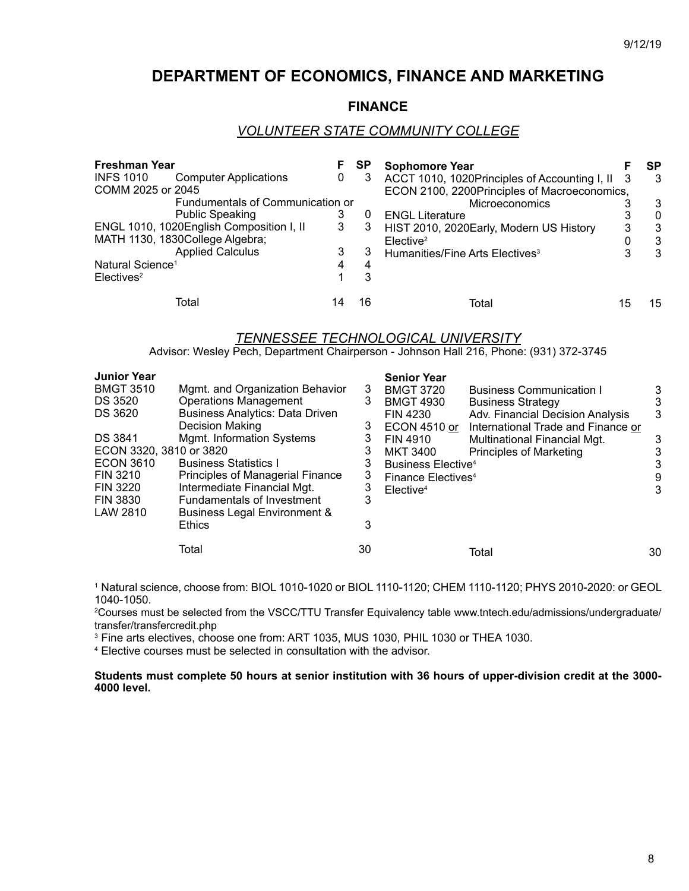9/12/19

# DEPARTMENT OF ECONOMICS, FINANCE AND MARKETING

## FINANCE

### *VOLUNTEER STATE COMMUNITY COLLEGE*

| Freshman Year | | F | SP |
|---|---|---|---|
| INFS 1010 | Computer Applications | 0 | 3 |
| COMM 2025 or 2045 | Fundamentals of Communication or Public Speaking | 3 | 0 |
| ENGL 1010, 1020 | English Composition I, II | 3 | 3 |
| MATH 1130, 1830 | College Algebra; Applied Calculus | 3 | 3 |
| Natural Science[1] | | 4 | 4 |
| Electives[2] | | 1 | 3 |
| | Total | 14 | 16 |

| Sophomore Year | | F | SP |
|---|---|---|---|
| ACCT 1010, 1020 | Principles of Accounting I, II | 3 | 3 |
| ECON 2100, 2200 | Principles of Macroeconomics, Microeconomics | 3 | 3 |
| ENGL Literature | | 3 | 0 |
| HIST 2010, 2020 | Early, Modern US History | 3 | 3 |
| Elective[2] | | 0 | 3 |
| Humanities/Fine Arts Electives[3] | | 3 | 3 |
| | Total | 15 | 15 |

### *TENNESSEE TECHNOLOGICAL UNIVERSITY*

Advisor: Wesley Pech, Department Chairperson - Johnson Hall 216, Phone: (931) 372-3745

| Junior Year | | |
|---|---|---|
| BMGT 3510 | Mgmt. and Organization Behavior | 3 |
| DS 3520 | Operations Management | 3 |
| DS 3620 | Business Analytics: Data Driven Decision Making | 3 |
| DS 3841 | Mgmt. Information Systems | 3 |
| ECON 3320, 3810 or 3820 | | 3 |
| ECON 3610 | Business Statistics I | 3 |
| FIN 3210 | Principles of Managerial Finance | 3 |
| FIN 3220 | Intermediate Financial Mgt. | 3 |
| FIN 3830 | Fundamentals of Investment | 3 |
| LAW 2810 | Business Legal Environment & Ethics | 3 |
| | Total | 30 |

| Senior Year | | |
|---|---|---|
| BMGT 3720 | Business Communication I | 3 |
| BMGT 4930 | Business Strategy | 3 |
| FIN 4230 | Adv. Financial Decision Analysis | 3 |
| ECON 4510 or FIN 4910 | International Trade and Finance or Multinational Financial Mgt. | 3 |
| MKT 3400 | Principles of Marketing | 3 |
| Business Elective[4] | | 3 |
| Finance Electives[4] | | 9 |
| Elective[4] | | 3 |
| | Total | 30 |

[1] Natural science, choose from: BIOL 1010-1020 or BIOL 1110-1120; CHEM 1110-1120; PHYS 2010-2020: or GEOL 1040-1050.

[2] Courses must be selected from the VSCC/TTU Transfer Equivalency table www.tntech.edu/admissions/undergraduate/transfer/transfercredit.php

[3] Fine arts electives, choose one from: ART 1035, MUS 1030, PHIL 1030 or THEA 1030.

[4] Elective courses must be selected in consultation with the advisor.

**Students must complete 50 hours at senior institution with 36 hours of upper-division credit at the 3000-4000 level.**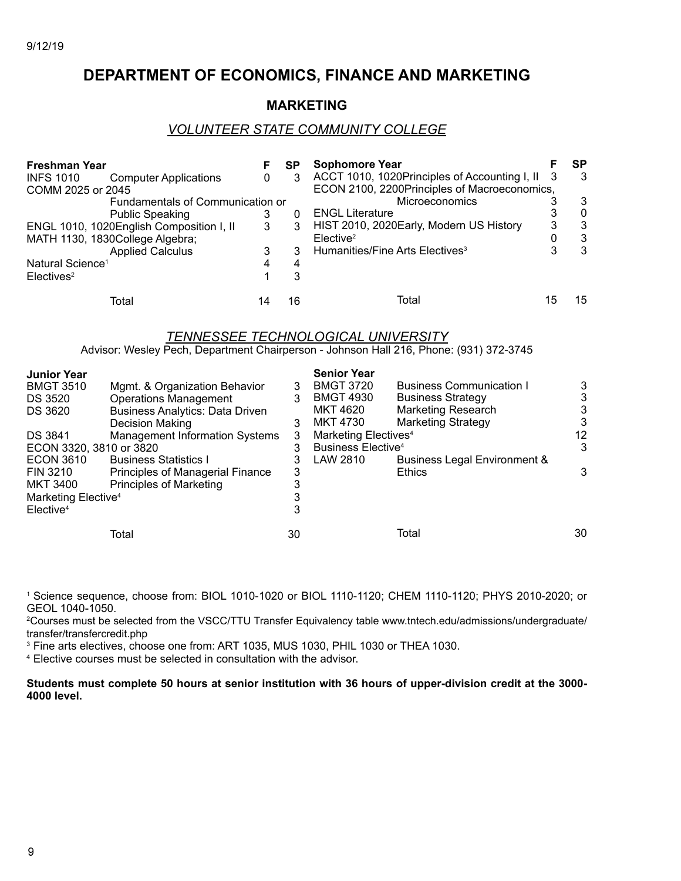9/12/19

# DEPARTMENT OF ECONOMICS, FINANCE AND MARKETING

## MARKETING

### *VOLUNTEER STATE COMMUNITY COLLEGE*

| Freshman Year | | F | SP |
|---|---|---|---|
| INFS 1010 | Computer Applications | 0 | 3 |
| COMM 2025 or 2045 | Fundamentals of Communication or Public Speaking | 3 | 0 |
| ENGL 1010, 1020 | English Composition I, II | 3 | 3 |
| MATH 1130, 1830 | College Algebra; Applied Calculus | 3 | 3 |
| Natural Science[1] | | 4 | 4 |
| Electives[2] | | 1 | 3 |
| | Total | 14 | 16 |

| Sophomore Year | | F | SP |
|---|---|---|---|
| ACCT 1010, 1020 | Principles of Accounting I, II | 3 | 3 |
| ECON 2100, 2200 | Principles of Macroeconomics, Microeconomics | 3 | 3 |
| ENGL Literature | | 3 | 0 |
| HIST 2010, 2020 | Early, Modern US History | 3 | 3 |
| Elective[2] | | 0 | 3 |
| Humanities/Fine Arts Electives[3] | | 3 | 3 |
| | Total | 15 | 15 |

### *TENNESSEE TECHNOLOGICAL UNIVERSITY*

Advisor: Wesley Pech, Department Chairperson - Johnson Hall 216, Phone: (931) 372-3745

| Junior Year | | |
|---|---|---|
| BMGT 3510 | Mgmt. & Organization Behavior | 3 |
| DS 3520 | Operations Management | 3 |
| DS 3620 | Business Analytics: Data Driven Decision Making | 3 |
| DS 3841 | Management Information Systems | 3 |
| ECON 3320, 3810 or 3820 | | 3 |
| ECON 3610 | Business Statistics I | 3 |
| FIN 3210 | Principles of Managerial Finance | 3 |
| MKT 3400 | Principles of Marketing | 3 |
| Marketing Elective[4] | | 3 |
| Elective[4] | | 3 |
| | Total | 30 |

| Senior Year | | |
|---|---|---|
| BMGT 3720 | Business Communication I | 3 |
| BMGT 4930 | Business Strategy | 3 |
| MKT 4620 | Marketing Research | 3 |
| MKT 4730 | Marketing Strategy | 3 |
| Marketing Electives[4] | | 12 |
| Business Elective[4] | | 3 |
| LAW 2810 | Business Legal Environment & Ethics | 3 |
| | Total | 30 |

[1] Science sequence, choose from: BIOL 1010-1020 or BIOL 1110-1120; CHEM 1110-1120; PHYS 2010-2020; or GEOL 1040-1050.

[2] Courses must be selected from the VSCC/TTU Transfer Equivalency table www.tntech.edu/admissions/undergraduate/transfer/transfercredit.php

[3] Fine arts electives, choose one from: ART 1035, MUS 1030, PHIL 1030 or THEA 1030.

[4] Elective courses must be selected in consultation with the advisor.

**Students must complete 50 hours at senior institution with 36 hours of upper-division credit at the 3000-4000 level.**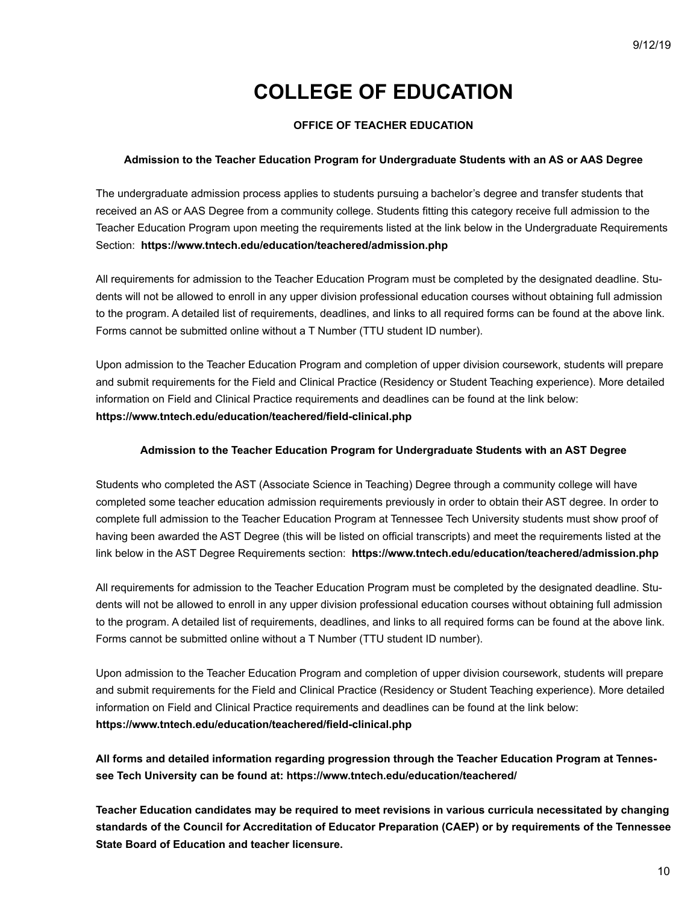# COLLEGE OF EDUCATION

### OFFICE OF TEACHER EDUCATION

#### Admission to the Teacher Education Program for Undergraduate Students with an AS or AAS Degree

The undergraduate admission process applies to students pursuing a bachelor's degree and transfer students that received an AS or AAS Degree from a community college. Students fitting this category receive full admission to the Teacher Education Program upon meeting the requirements listed at the link below in the Undergraduate Requirements Section: **https://www.tntech.edu/education/teachered/admission.php**

All requirements for admission to the Teacher Education Program must be completed by the designated deadline. Students will not be allowed to enroll in any upper division professional education courses without obtaining full admission to the program. A detailed list of requirements, deadlines, and links to all required forms can be found at the above link. Forms cannot be submitted online without a T Number (TTU student ID number).

Upon admission to the Teacher Education Program and completion of upper division coursework, students will prepare and submit requirements for the Field and Clinical Practice (Residency or Student Teaching experience). More detailed information on Field and Clinical Practice requirements and deadlines can be found at the link below:
**https://www.tntech.edu/education/teachered/field-clinical.php**

#### Admission to the Teacher Education Program for Undergraduate Students with an AST Degree

Students who completed the AST (Associate Science in Teaching) Degree through a community college will have completed some teacher education admission requirements previously in order to obtain their AST degree. In order to complete full admission to the Teacher Education Program at Tennessee Tech University students must show proof of having been awarded the AST Degree (this will be listed on official transcripts) and meet the requirements listed at the link below in the AST Degree Requirements section: **https://www.tntech.edu/education/teachered/admission.php**

All requirements for admission to the Teacher Education Program must be completed by the designated deadline. Students will not be allowed to enroll in any upper division professional education courses without obtaining full admission to the program. A detailed list of requirements, deadlines, and links to all required forms can be found at the above link. Forms cannot be submitted online without a T Number (TTU student ID number).

Upon admission to the Teacher Education Program and completion of upper division coursework, students will prepare and submit requirements for the Field and Clinical Practice (Residency or Student Teaching experience). More detailed information on Field and Clinical Practice requirements and deadlines can be found at the link below:
**https://www.tntech.edu/education/teachered/field-clinical.php**

**All forms and detailed information regarding progression through the Teacher Education Program at Tennessee Tech University can be found at: https://www.tntech.edu/education/teachered/**

**Teacher Education candidates may be required to meet revisions in various curricula necessitated by changing standards of the Council for Accreditation of Educator Preparation (CAEP) or by requirements of the Tennessee State Board of Education and teacher licensure.**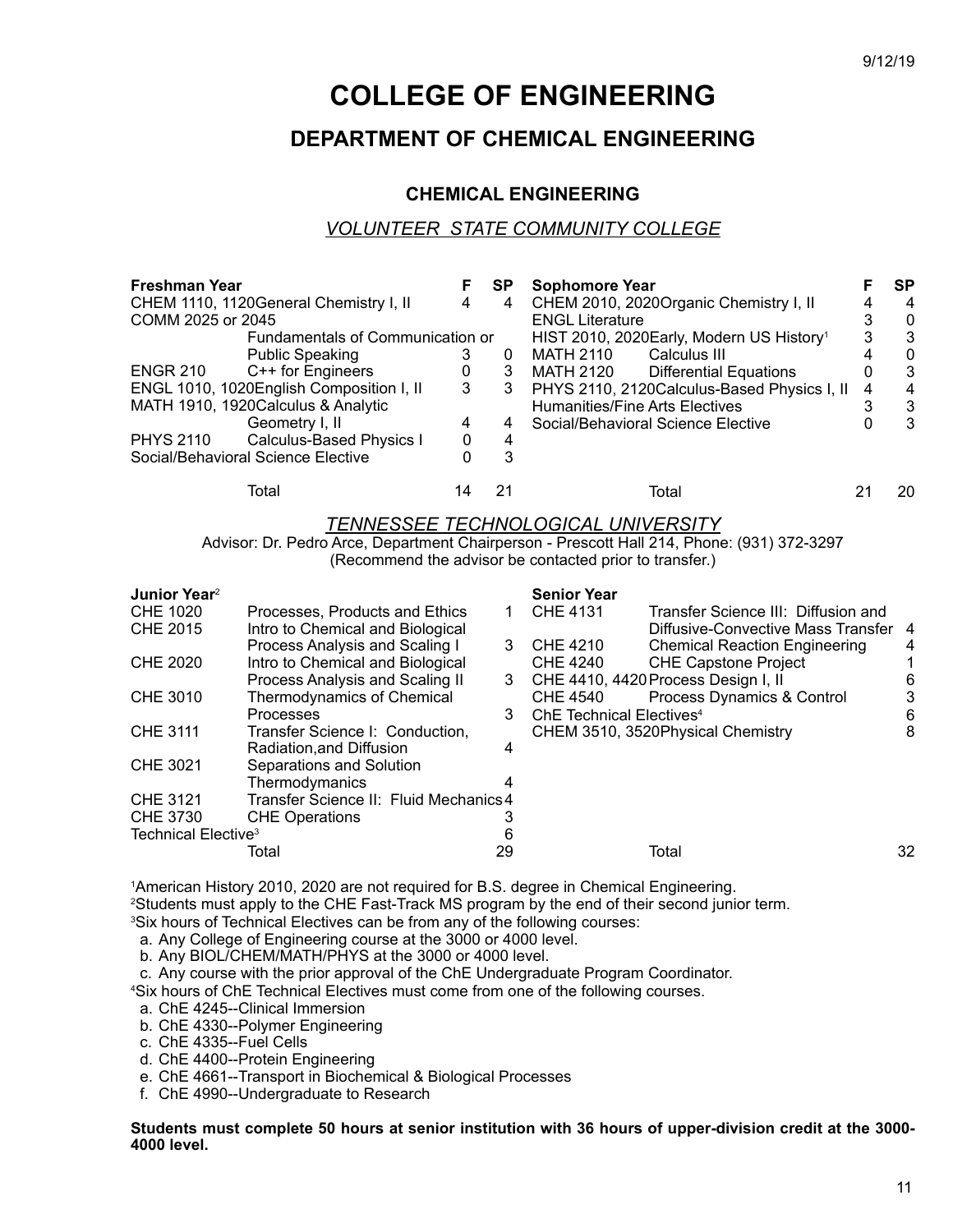9/12/19

# COLLEGE OF ENGINEERING

## DEPARTMENT OF CHEMICAL ENGINEERING

### CHEMICAL ENGINEERING

*VOLUNTEER STATE COMMUNITY COLLEGE*

| Freshman Year | | F | SP |
|---|---|---|---|
| CHEM 1110, 1120 | General Chemistry I, II | 4 | 4 |
| COMM 2025 or 2045 | Fundamentals of Communication or Public Speaking | 3 | 0 |
| ENGR 210 | C++ for Engineers | 0 | 3 |
| ENGL 1010, 1020 | English Composition I, II | 3 | 3 |
| MATH 1910, 1920 | Calculus & Analytic Geometry I, II | 4 | 4 |
| PHYS 2110 | Calculus-Based Physics I | 0 | 4 |
| Social/Behavioral Science Elective | | 0 | 3 |
| | Total | 14 | 21 |

| Sophomore Year | | F | SP |
|---|---|---|---|
| CHEM 2010, 2020 | Organic Chemistry I, II | 4 | 4 |
| ENGL Literature | | 3 | 0 |
| HIST 2010, 2020 | Early, Modern US History[1] | 3 | 3 |
| MATH 2110 | Calculus III | 4 | 0 |
| MATH 2120 | Differential Equations | 0 | 3 |
| PHYS 2110, 2120 | Calculus-Based Physics I, II | 4 | 4 |
| Humanities/Fine Arts Electives | | 3 | 3 |
| Social/Behavioral Science Elective | | 0 | 3 |
| | Total | 21 | 20 |

*TENNESSEE TECHNOLOGICAL UNIVERSITY*

Advisor: Dr. Pedro Arce, Department Chairperson - Prescott Hall 214, Phone: (931) 372-3297
(Recommend the advisor be contacted prior to transfer.)

| Junior Year[2] | | |
|---|---|---|
| CHE 1020 | Processes, Products and Ethics | 1 |
| CHE 2015 | Intro to Chemical and Biological Process Analysis and Scaling I | 3 |
| CHE 2020 | Intro to Chemical and Biological Process Analysis and Scaling II | 3 |
| CHE 3010 | Thermodynamics of Chemical Processes | 3 |
| CHE 3111 | Transfer Science I: Conduction, Radiation,and Diffusion | 4 |
| CHE 3021 | Separations and Solution Thermodynamics | 4 |
| CHE 3121 | Transfer Science II: Fluid Mechanics | 4 |
| CHE 3730 | CHE Operations | 3 |
| Technical Elective[3] | | 6 |
| | Total | 29 |

| Senior Year | | |
|---|---|---|
| CHE 4131 | Transfer Science III: Diffusion and Diffusive-Convective Mass Transfer | 4 |
| CHE 4210 | Chemical Reaction Engineering | 4 |
| CHE 4240 | CHE Capstone Project | 1 |
| CHE 4410, 4420 | Process Design I, II | 6 |
| CHE 4540 | Process Dynamics & Control | 3 |
| ChE Technical Electives[4] | | 6 |
| CHEM 3510, 3520 | Physical Chemistry | 8 |
| | Total | 32 |

[1]American History 2010, 2020 are not required for B.S. degree in Chemical Engineering.
[2]Students must apply to the CHE Fast-Track MS program by the end of their second junior term.
[3]Six hours of Technical Electives can be from any of the following courses:

a. Any College of Engineering course at the 3000 or 4000 level.
b. Any BIOL/CHEM/MATH/PHYS at the 3000 or 4000 level.
c. Any course with the prior approval of the ChE Undergraduate Program Coordinator.

[4]Six hours of ChE Technical Electives must come from one of the following courses.

a. ChE 4245--Clinical Immersion
b. ChE 4330--Polymer Engineering
c. ChE 4335--Fuel Cells
d. ChE 4400--Protein Engineering
e. ChE 4661--Transport in Biochemical & Biological Processes
f. ChE 4990--Undergraduate to Research

**Students must complete 50 hours at senior institution with 36 hours of upper-division credit at the 3000-4000 level.**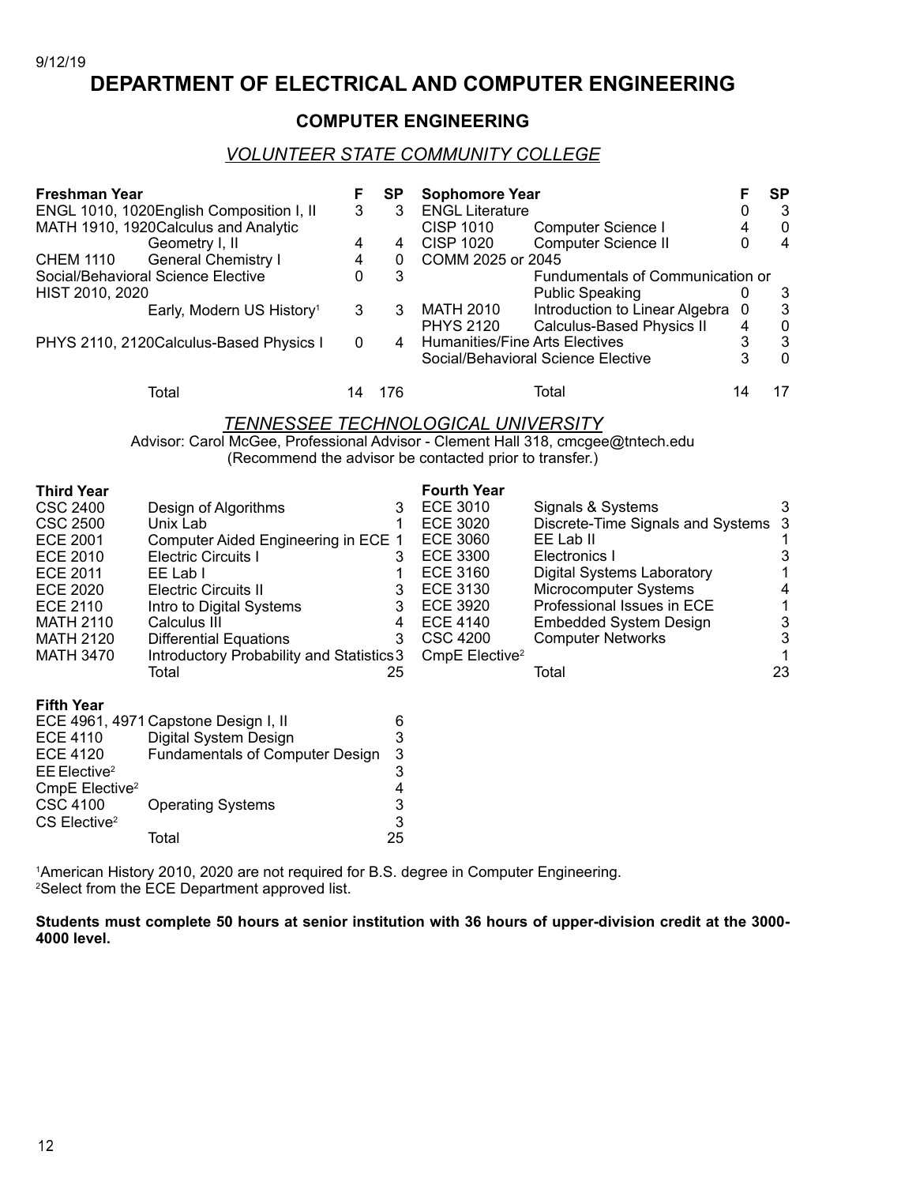9/12/19

# DEPARTMENT OF ELECTRICAL AND COMPUTER ENGINEERING

## COMPUTER ENGINEERING

### *VOLUNTEER STATE COMMUNITY COLLEGE*

| Freshman Year | | F | SP |
|---|---|---|---|
| ENGL 1010, 1020 | English Composition I, II | 3 | 3 |
| MATH 1910, 1920 | Calculus and Analytic Geometry I, II | 4 | 4 |
| CHEM 1110 | General Chemistry I | 4 | 0 |
| Social/Behavioral Science Elective | | 0 | 3 |
| HIST 2010, 2020 | Early, Modern US History[1] | 3 | 3 |
| PHYS 2110, 2120 | Calculus-Based Physics I | 0 | 4 |
| | Total | 14 | 176 |

| Sophomore Year | | F | SP |
|---|---|---|---|
| ENGL Literature | | 0 | 3 |
| CISP 1010 | Computer Science I | 4 | 0 |
| CISP 1020 | Computer Science II | 0 | 4 |
| COMM 2025 or 2045 | Fundumentals of Communication or Public Speaking | 0 | 3 |
| MATH 2010 | Introduction to Linear Algebra | 0 | 3 |
| PHYS 2120 | Calculus-Based Physics II | 4 | 0 |
| Humanities/Fine Arts Electives | | 3 | 3 |
| Social/Behavioral Science Elective | | 3 | 0 |
| | Total | 14 | 17 |

### *TENNESSEE TECHNOLOGICAL UNIVERSITY*

Advisor: Carol McGee, Professional Advisor - Clement Hall 318, cmcgee@tntech.edu
(Recommend the advisor be contacted prior to transfer.)

| Third Year | | |
|---|---|---|
| CSC 2400 | Design of Algorithms | 3 |
| CSC 2500 | Unix Lab | 1 |
| ECE 2001 | Computer Aided Engineering in ECE | 1 |
| ECE 2010 | Electric Circuits I | 3 |
| ECE 2011 | EE Lab I | 1 |
| ECE 2020 | Electric Circuits II | 3 |
| ECE 2110 | Intro to Digital Systems | 3 |
| MATH 2110 | Calculus III | 4 |
| MATH 2120 | Differential Equations | 3 |
| MATH 3470 | Introductory Probability and Statistics | 3 |
| | Total | 25 |

| Fourth Year | | |
|---|---|---|
| ECE 3010 | Signals & Systems | 3 |
| ECE 3020 | Discrete-Time Signals and Systems | 3 |
| ECE 3060 | EE Lab II | 1 |
| ECE 3300 | Electronics I | 3 |
| ECE 3160 | Digital Systems Laboratory | 1 |
| ECE 3130 | Microcomputer Systems | 4 |
| ECE 3920 | Professional Issues in ECE | 1 |
| ECE 4140 | Embedded System Design | 3 |
| CSC 4200 | Computer Networks | 3 |
| CmpE Elective[2] | | 1 |
| | Total | 23 |

| Fifth Year | | |
|---|---|---|
| ECE 4961, 4971 | Capstone Design I, II | 6 |
| ECE 4110 | Digital System Design | 3 |
| ECE 4120 | Fundamentals of Computer Design | 3 |
| EE Elective[2] | | 3 |
| CmpE Elective[2] | | 4 |
| CSC 4100 | Operating Systems | 3 |
| CS Elective[2] | | 3 |
| | Total | 25 |

[1]American History 2010, 2020 are not required for B.S. degree in Computer Engineering.
[2]Select from the ECE Department approved list.

**Students must complete 50 hours at senior institution with 36 hours of upper-division credit at the 3000-4000 level.**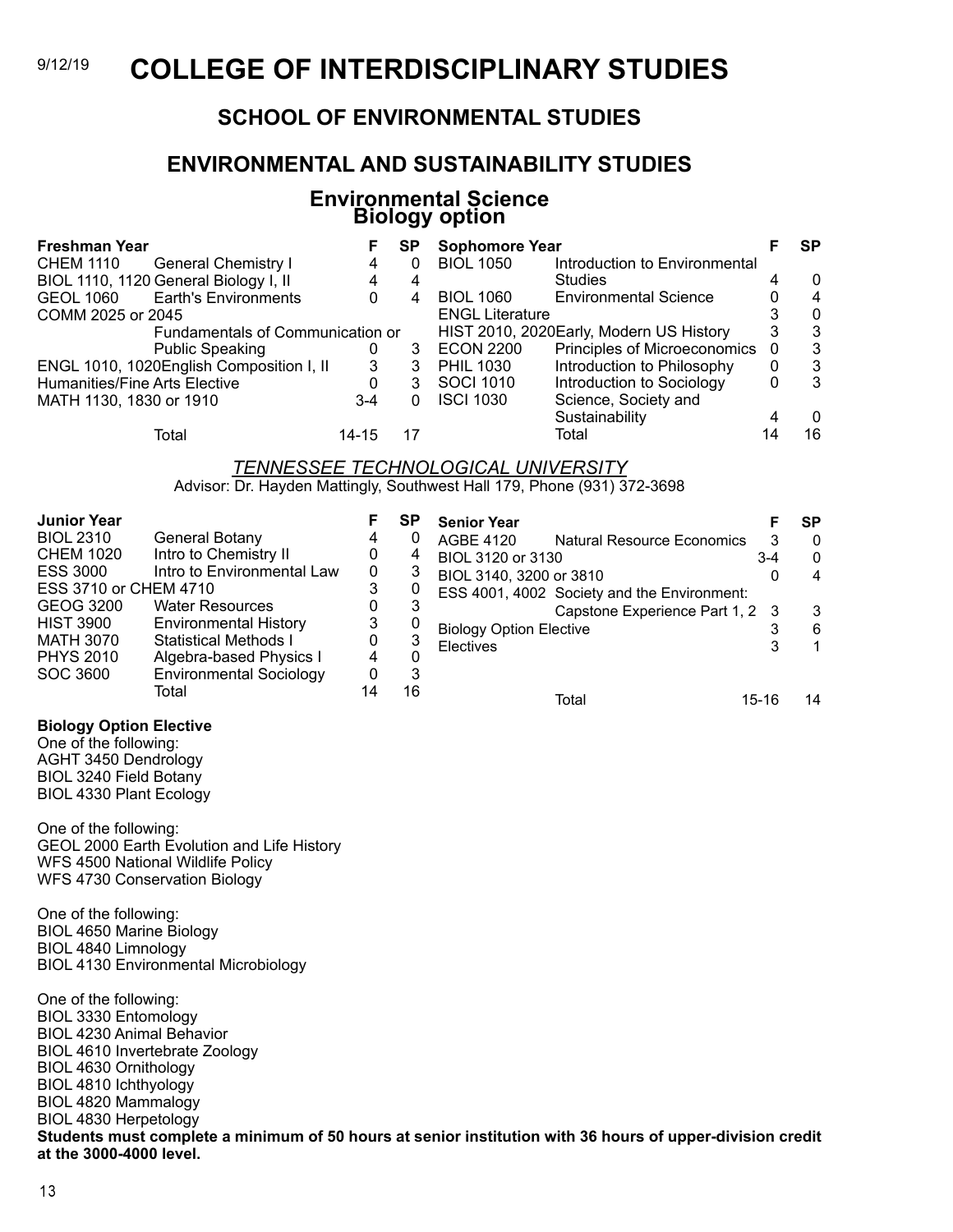9/12/19

# COLLEGE OF INTERDISCIPLINARY STUDIES

## SCHOOL OF ENVIRONMENTAL STUDIES

## ENVIRONMENTAL AND SUSTAINABILITY STUDIES

### Environmental Science
### Biology option

| Freshman Year | | F | SP |
|---|---|---|---|
| CHEM 1110 | General Chemistry I | 4 | 0 |
| BIOL 1110, 1120 | General Biology I, II | 4 | 4 |
| GEOL 1060 | Earth's Environments | 0 | 4 |
| COMM 2025 or 2045 | Fundamentals of Communication or Public Speaking | 0 | 3 |
| ENGL 1010, 1020 | English Composition I, II | 3 | 3 |
| Humanities/Fine Arts Elective | | 0 | 3 |
| MATH 1130, 1830 or 1910 | | 3-4 | 0 |
| | Total | 14-15 | 17 |

| Sophomore Year | | F | SP |
|---|---|---|---|
| BIOL 1050 | Introduction to Environmental Studies | 4 | 0 |
| BIOL 1060 | Environmental Science | 0 | 4 |
| ENGL Literature | | 3 | 0 |
| HIST 2010, 2020 | Early, Modern US History | 3 | 3 |
| ECON 2200 | Principles of Microeconomics | 0 | 3 |
| PHIL 1030 | Introduction to Philosophy | 0 | 3 |
| SOCI 1010 | Introduction to Sociology | 0 | 3 |
| ISCI 1030 | Science, Society and Sustainability | 4 | 0 |
| | Total | 14 | 16 |

*TENNESSEE TECHNOLOGICAL UNIVERSITY*

Advisor: Dr. Hayden Mattingly, Southwest Hall 179, Phone (931) 372-3698

| Junior Year | | F | SP |
|---|---|---|---|
| BIOL 2310 | General Botany | 4 | 0 |
| CHEM 1020 | Intro to Chemistry II | 0 | 4 |
| ESS 3000 | Intro to Environmental Law | 0 | 3 |
| ESS 3710 or CHEM 4710 | | 3 | 0 |
| GEOG 3200 | Water Resources | 0 | 3 |
| HIST 3900 | Environmental History | 3 | 0 |
| MATH 3070 | Statistical Methods I | 0 | 3 |
| PHYS 2010 | Algebra-based Physics I | 4 | 0 |
| SOC 3600 | Environmental Sociology | 0 | 3 |
| | Total | 14 | 16 |

| Senior Year | | F | SP |
|---|---|---|---|
| AGBE 4120 | Natural Resource Economics | 3 | 0 |
| BIOL 3120 or 3130 | | 3-4 | 0 |
| BIOL 3140, 3200 or 3810 | | 0 | 4 |
| ESS 4001, 4002 | Society and the Environment: Capstone Experience Part 1, 2 | 3 | 3 |
| Biology Option Elective | | 3 | 6 |
| Electives | | 3 | 1 |
| | Total | 15-16 | 14 |

**Biology Option Elective**

One of the following:
AGHT 3450 Dendrology
BIOL 3240 Field Botany
BIOL 4330 Plant Ecology

One of the following:
GEOL 2000 Earth Evolution and Life History
WFS 4500 National Wildlife Policy
WFS 4730 Conservation Biology

One of the following:
BIOL 4650 Marine Biology
BIOL 4840 Limnology
BIOL 4130 Environmental Microbiology

One of the following:
BIOL 3330 Entomology
BIOL 4230 Animal Behavior
BIOL 4610 Invertebrate Zoology
BIOL 4630 Ornithology
BIOL 4810 Ichthyology
BIOL 4820 Mammalogy
BIOL 4830 Herpetology

**Students must complete a minimum of 50 hours at senior institution with 36 hours of upper-division credit at the 3000-4000 level.**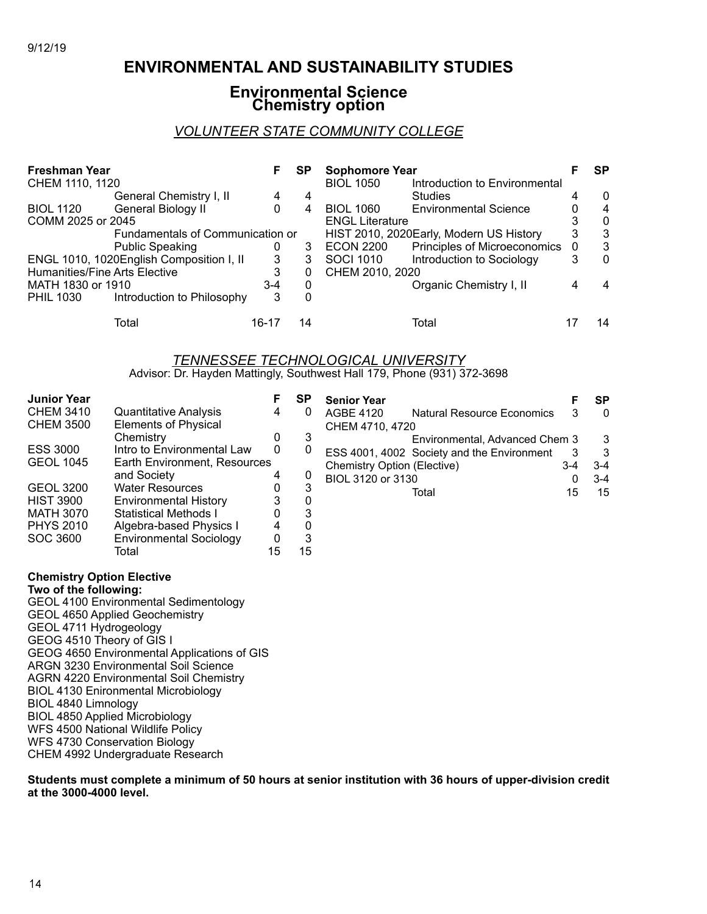9/12/19

# ENVIRONMENTAL AND SUSTAINABILITY STUDIES

## Environmental Science
## Chemistry option

### *VOLUNTEER STATE COMMUNITY COLLEGE*

| Freshman Year | | F | SP |
|---|---|---|---|
| CHEM 1110, 1120 | General Chemistry I, II | 4 | 4 |
| BIOL 1120 | General Biology II | 0 | 4 |
| COMM 2025 or 2045 | Fundamentals of Communication or Public Speaking | 0 | 3 |
| ENGL 1010, 1020 | English Composition I, II | 3 | 3 |
| Humanities/Fine Arts Elective | | 3 | 0 |
| MATH 1830 or 1910 | | 3-4 | 0 |
| PHIL 1030 | Introduction to Philosophy | 3 | 0 |
| | Total | 16-17 | 14 |

| Sophomore Year | | F | SP |
|---|---|---|---|
| BIOL 1050 | Introduction to Environmental Studies | 4 | 0 |
| BIOL 1060 | Environmental Science | 0 | 4 |
| ENGL Literature | | 3 | 0 |
| HIST 2010, 2020 | Early, Modern US History | 3 | 3 |
| ECON 2200 | Principles of Microeconomics | 0 | 3 |
| SOCI 1010 | Introduction to Sociology | 3 | 0 |
| CHEM 2010, 2020 | Organic Chemistry I, II | 4 | 4 |
| | Total | 17 | 14 |

### *TENNESSEE TECHNOLOGICAL UNIVERSITY*

Advisor: Dr. Hayden Mattingly, Southwest Hall 179, Phone (931) 372-3698

| Junior Year | | F | SP |
|---|---|---|---|
| CHEM 3410 | Quantitative Analysis | 4 | 0 |
| CHEM 3500 | Elements of Physical Chemistry | 0 | 3 |
| ESS 3000 | Intro to Environmental Law | 0 | 0 |
| GEOL 1045 | Earth Environment, Resources and Society | 4 | 0 |
| GEOL 3200 | Water Resources | 0 | 3 |
| HIST 3900 | Environmental History | 3 | 0 |
| MATH 3070 | Statistical Methods I | 0 | 3 |
| PHYS 2010 | Algebra-based Physics I | 4 | 0 |
| SOC 3600 | Environmental Sociology | 0 | 3 |
| | Total | 15 | 15 |

| Senior Year | | F | SP |
|---|---|---|---|
| AGBE 4120 | Natural Resource Economics | 3 | 0 |
| CHEM 4710, 4720 | Environmental, Advanced Chem | 3 | 3 |
| ESS 4001, 4002 | Society and the Environment | 3 | 3 |
| Chemistry Option (Elective) | | 3-4 | 3-4 |
| BIOL 3120 or 3130 | | 0 | 3-4 |
| | Total | 15 | 15 |

**Chemistry Option Elective**
**Two of the following:**

GEOL 4100 Environmental Sedimentology
GEOL 4650 Applied Geochemistry
GEOL 4711 Hydrogeology
GEOG 4510 Theory of GIS I
GEOG 4650 Environmental Applications of GIS
ARGN 3230 Environmental Soil Science
AGRN 4220 Environmental Soil Chemistry
BIOL 4130 Enironmental Microbiology
BIOL 4840 Limnology
BIOL 4850 Applied Microbiology
WFS 4500 National Wildlife Policy
WFS 4730 Conservation Biology
CHEM 4992 Undergraduate Research

**Students must complete a minimum of 50 hours at senior institution with 36 hours of upper-division credit at the 3000-4000 level.**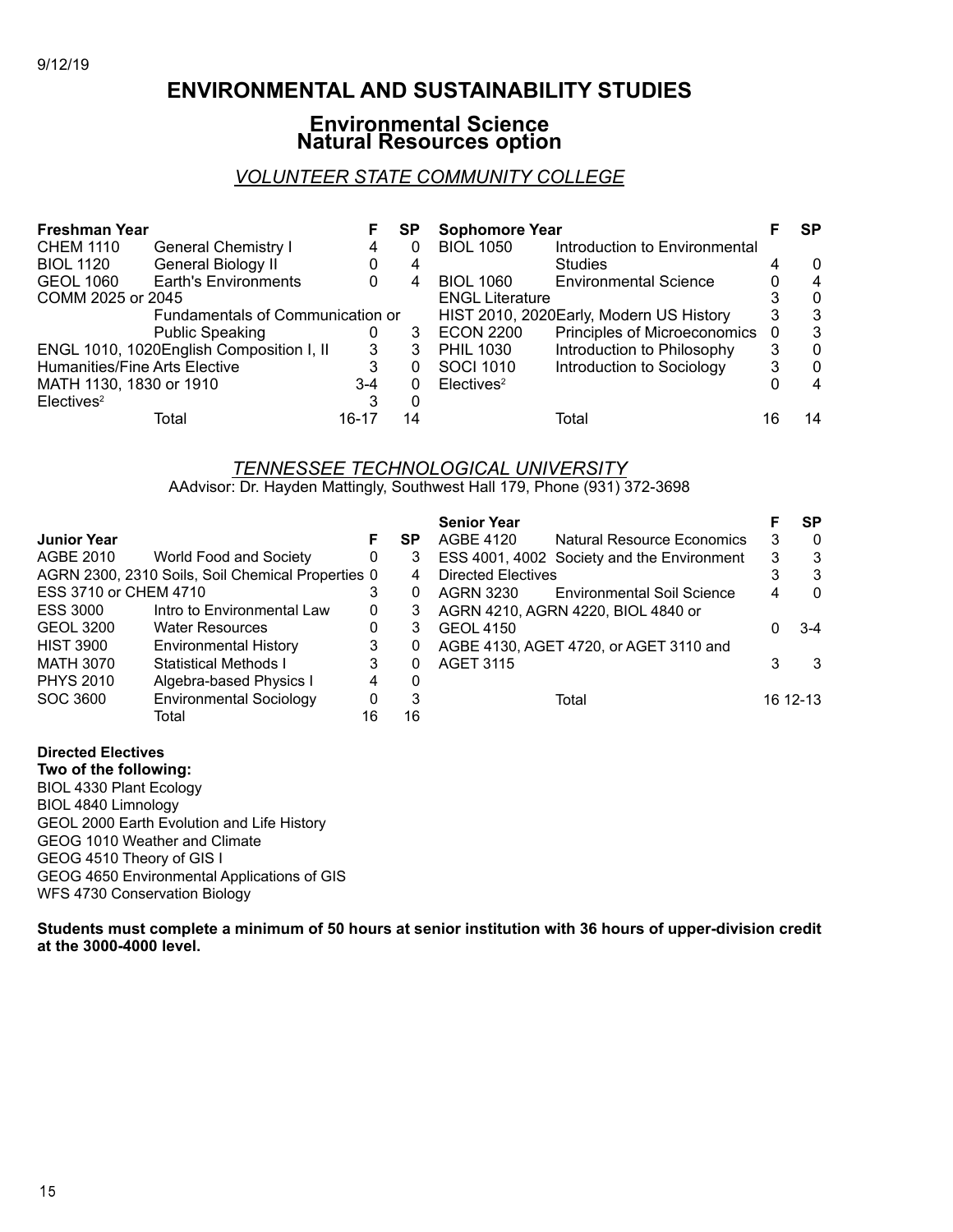9/12/19

# ENVIRONMENTAL AND SUSTAINABILITY STUDIES

## Environmental Science
## Natural Resources option

### *VOLUNTEER STATE COMMUNITY COLLEGE*

| Freshman Year | | F | SP |
|---|---|---|---|
| CHEM 1110 | General Chemistry I | 4 | 0 |
| BIOL 1120 | General Biology II | 0 | 4 |
| GEOL 1060 | Earth's Environments | 0 | 4 |
| COMM 2025 or 2045 | Fundamentals of Communication or Public Speaking | 0 | 3 |
| ENGL 1010, 1020 | English Composition I, II | 3 | 3 |
| Humanities/Fine Arts Elective | | 3 | 0 |
| MATH 1130, 1830 or 1910 | | 3-4 | 0 |
| Electives[2] | | 3 | 0 |
| | Total | 16-17 | 14 |

| Sophomore Year | | F | SP |
|---|---|---|---|
| BIOL 1050 | Introduction to Environmental Studies | 4 | 0 |
| BIOL 1060 | Environmental Science | 0 | 4 |
| ENGL Literature | | 3 | 0 |
| HIST 2010, 2020 | Early, Modern US History | 3 | 3 |
| ECON 2200 | Principles of Microeconomics | 0 | 3 |
| PHIL 1030 | Introduction to Philosophy | 3 | 0 |
| SOCI 1010 | Introduction to Sociology | 3 | 0 |
| Electives[2] | | 0 | 4 |
| | Total | 16 | 14 |

### *TENNESSEE TECHNOLOGICAL UNIVERSITY*

AAdvisor: Dr. Hayden Mattingly, Southwest Hall 179, Phone (931) 372-3698

| Junior Year | | F | SP |
|---|---|---|---|
| AGBE 2010 | World Food and Society | 0 | 3 |
| AGRN 2300, 2310 | Soils, Soil Chemical Properties | 0 | 4 |
| ESS 3710 or CHEM 4710 | | 3 | 0 |
| ESS 3000 | Intro to Environmental Law | 0 | 3 |
| GEOL 3200 | Water Resources | 0 | 3 |
| HIST 3900 | Environmental History | 3 | 0 |
| MATH 3070 | Statistical Methods I | 3 | 0 |
| PHYS 2010 | Algebra-based Physics I | 4 | 0 |
| SOC 3600 | Environmental Sociology | 0 | 3 |
| | Total | 16 | 16 |

| Senior Year | | F | SP |
|---|---|---|---|
| AGBE 4120 | Natural Resource Economics | 3 | 0 |
| ESS 4001, 4002 | Society and the Environment | 3 | 3 |
| Directed Electives | | 3 | 3 |
| AGRN 3230 | Environmental Soil Science | 4 | 0 |
| AGRN 4210, AGRN 4220, BIOL 4840 or GEOL 4150 | | 0 | 3-4 |
| AGBE 4130, AGET 4720, or AGET 3110 and AGET 3115 | | 3 | 3 |
| | Total | 16 | 12-13 |

**Directed Electives**
**Two of the following:**

BIOL 4330 Plant Ecology
BIOL 4840 Limnology
GEOL 2000 Earth Evolution and Life History
GEOG 1010 Weather and Climate
GEOG 4510 Theory of GIS I
GEOG 4650 Environmental Applications of GIS
WFS 4730 Conservation Biology

**Students must complete a minimum of 50 hours at senior institution with 36 hours of upper-division credit at the 3000-4000 level.**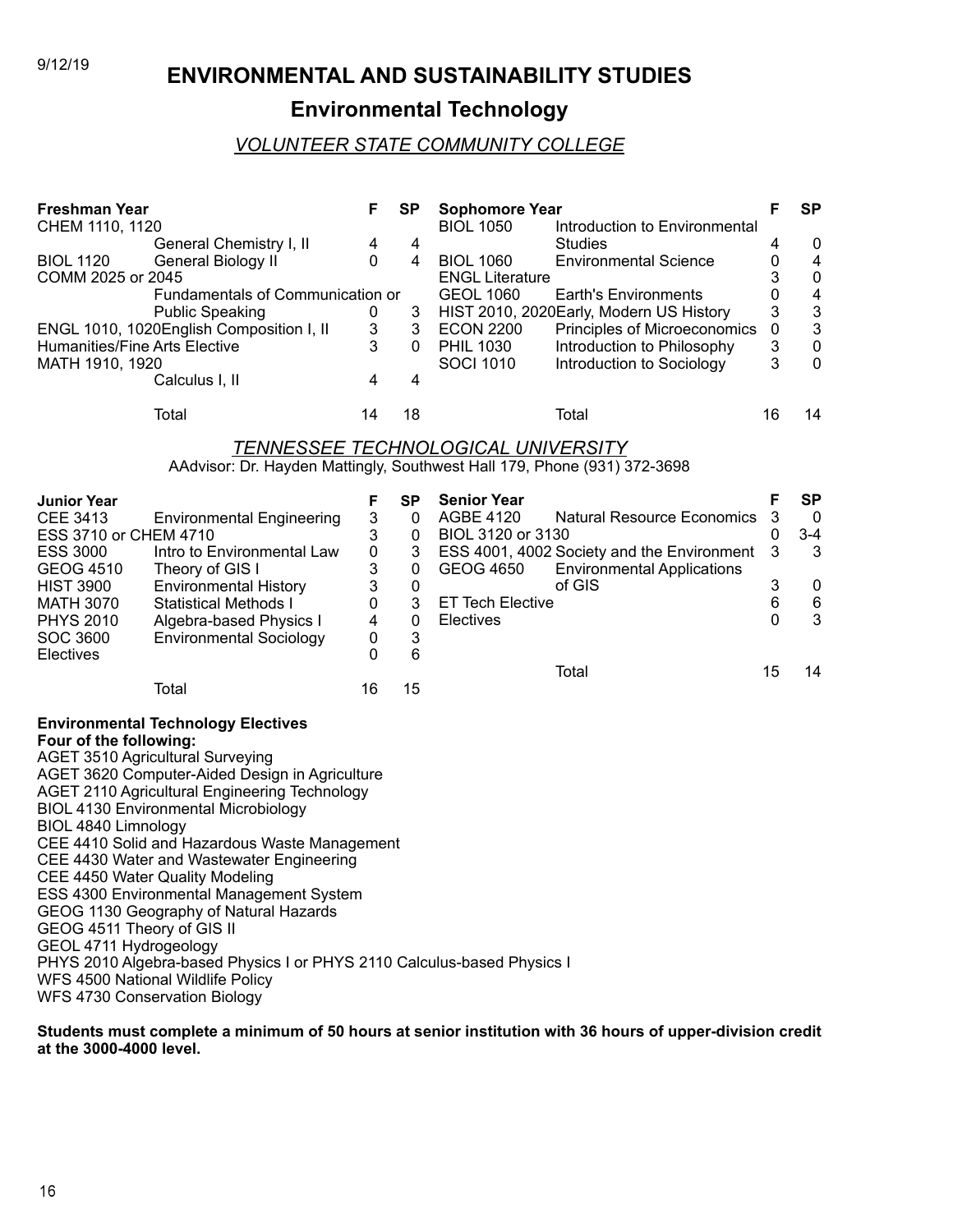9/12/19

# ENVIRONMENTAL AND SUSTAINABILITY STUDIES

## Environmental Technology

### *VOLUNTEER STATE COMMUNITY COLLEGE*

| Freshman Year | | F | SP |
|---|---|---|---|
| CHEM 1110, 1120 | General Chemistry I, II | 4 | 4 |
| BIOL 1120 | General Biology II | 0 | 4 |
| COMM 2025 or 2045 | Fundamentals of Communication or Public Speaking | 0 | 3 |
| ENGL 1010, 1020 | English Composition I, II | 3 | 3 |
| Humanities/Fine Arts Elective | | 3 | 0 |
| MATH 1910, 1920 | Calculus I, II | 4 | 4 |
| | Total | 14 | 18 |

| Sophomore Year | | F | SP |
|---|---|---|---|
| BIOL 1050 | Introduction to Environmental Studies | 4 | 0 |
| BIOL 1060 | Environmental Science | 0 | 4 |
| ENGL Literature | | 3 | 0 |
| GEOL 1060 | Earth's Environments | 0 | 4 |
| HIST 2010, 2020 | Early, Modern US History | 3 | 3 |
| ECON 2200 | Principles of Microeconomics | 0 | 3 |
| PHIL 1030 | Introduction to Philosophy | 3 | 0 |
| SOCI 1010 | Introduction to Sociology | 3 | 0 |
| | Total | 16 | 14 |

### *TENNESSEE TECHNOLOGICAL UNIVERSITY*

AAdvisor: Dr. Hayden Mattingly, Southwest Hall 179, Phone (931) 372-3698

| Junior Year | | F | SP |
|---|---|---|---|
| CEE 3413 | Environmental Engineering | 3 | 0 |
| ESS 3710 or CHEM 4710 | | 3 | 0 |
| ESS 3000 | Intro to Environmental Law | 0 | 3 |
| GEOG 4510 | Theory of GIS I | 3 | 0 |
| HIST 3900 | Environmental History | 3 | 0 |
| MATH 3070 | Statistical Methods I | 0 | 3 |
| PHYS 2010 | Algebra-based Physics I | 4 | 0 |
| SOC 3600 | Environmental Sociology | 0 | 3 |
| Electives | | 0 | 6 |
| | Total | 16 | 15 |

| Senior Year | | F | SP |
|---|---|---|---|
| AGBE 4120 | Natural Resource Economics | 3 | 0 |
| BIOL 3120 or 3130 | | 0 | 3-4 |
| ESS 4001, 4002 | Society and the Environment | 3 | 3 |
| GEOG 4650 | Environmental Applications of GIS | 3 | 0 |
| ET Tech Elective | | 6 | 6 |
| Electives | | 0 | 3 |
| | Total | 15 | 14 |

**Environmental Technology Electives**
**Four of the following:**

AGET 3510 Agricultural Surveying
AGET 3620 Computer-Aided Design in Agriculture
AGET 2110 Agricultural Engineering Technology
BIOL 4130 Environmental Microbiology
BIOL 4840 Limnology
CEE 4410 Solid and Hazardous Waste Management
CEE 4430 Water and Wastewater Engineering
CEE 4450 Water Quality Modeling
ESS 4300 Environmental Management System
GEOG 1130 Geography of Natural Hazards
GEOG 4511 Theory of GIS II
GEOL 4711 Hydrogeology
PHYS 2010 Algebra-based Physics I or PHYS 2110 Calculus-based Physics I
WFS 4500 National Wildlife Policy
WFS 4730 Conservation Biology

**Students must complete a minimum of 50 hours at senior institution with 36 hours of upper-division credit at the 3000-4000 level.**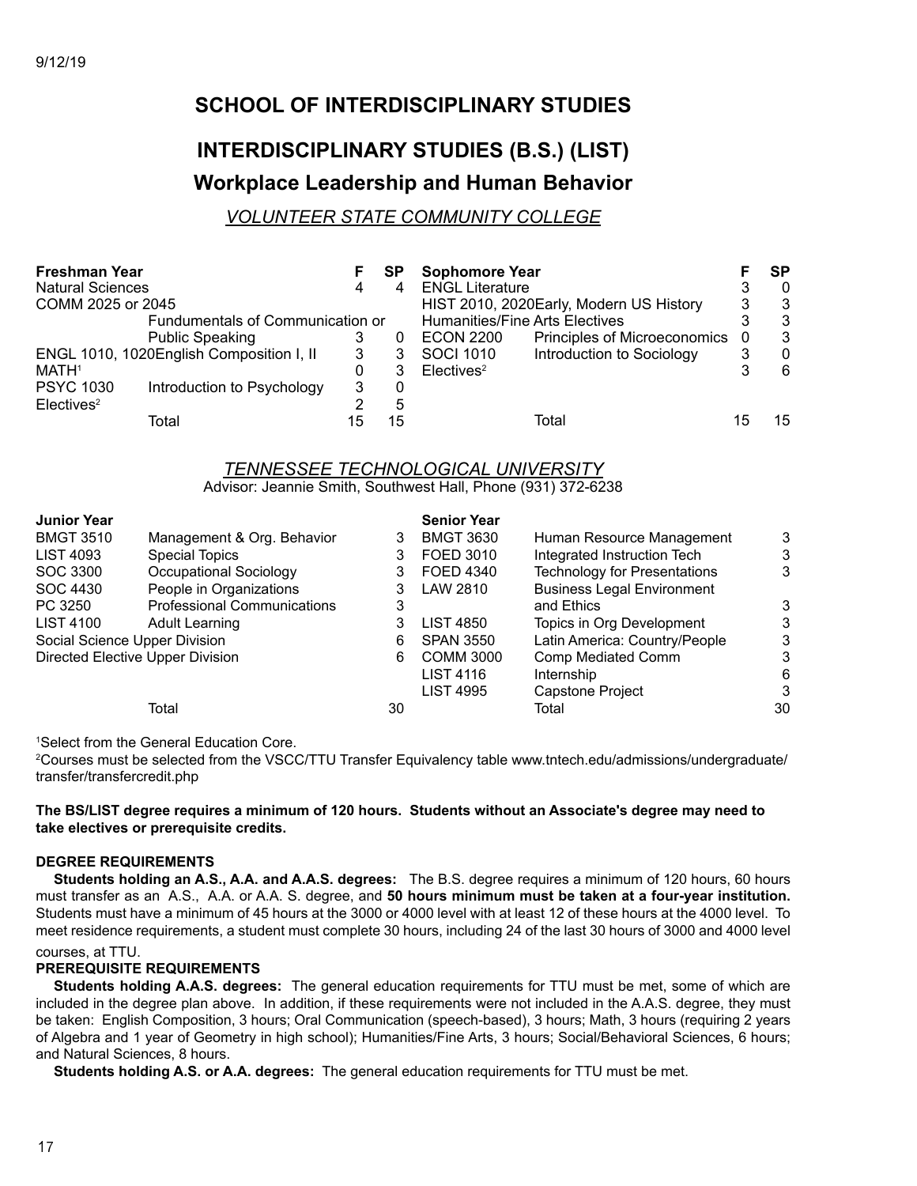9/12/19

# SCHOOL OF INTERDISCIPLINARY STUDIES

# INTERDISCIPLINARY STUDIES (B.S.) (LIST)

## Workplace Leadership and Human Behavior

### *VOLUNTEER STATE COMMUNITY COLLEGE*

| **Freshman Year** | | **F** | **SP** |
|---|---|---|---|
| Natural Sciences | | 4 | 4 |
| COMM 2025 or 2045 | Fundumentals of Communication or Public Speaking | 3 | 0 |
| ENGL 1010, 1020 | English Composition I, II | 3 | 3 |
| MATH[1] | | 0 | 3 |
| PSYC 1030 | Introduction to Psychology | 3 | 0 |
| Electives[2] | | 2 | 5 |
| | Total | 15 | 15 |

| **Sophomore Year** | | **F** | **SP** |
|---|---|---|---|
| ENGL Literature | | 3 | 0 |
| HIST 2010, 2020 | Early, Modern US History | 3 | 3 |
| Humanities/Fine Arts Electives | | 3 | 3 |
| ECON 2200 | Principles of Microeconomics | 0 | 3 |
| SOCI 1010 | Introduction to Sociology | 3 | 0 |
| Electives[2] | | 3 | 6 |
| | Total | 15 | 15 |

### *TENNESSEE TECHNOLOGICAL UNIVERSITY*

Advisor: Jeannie Smith, Southwest Hall, Phone (931) 372-6238

| **Junior Year** | | |
|---|---|---|
| BMGT 3510 | Management & Org. Behavior | 3 |
| LIST 4093 | Special Topics | 3 |
| SOC 3300 | Occupational Sociology | 3 |
| SOC 4430 | People in Organizations | 3 |
| PC 3250 | Professional Communications | 3 |
| LIST 4100 | Adult Learning | 3 |
| Social Science Upper Division | | 6 |
| Directed Elective Upper Division | | 6 |
| | Total | 30 |

| **Senior Year** | | |
|---|---|---|
| BMGT 3630 | Human Resource Management | 3 |
| FOED 3010 | Integrated Instruction Tech | 3 |
| FOED 4340 | Technology for Presentations | 3 |
| LAW 2810 | Business Legal Environment and Ethics | 3 |
| LIST 4850 | Topics in Org Development | 3 |
| SPAN 3550 | Latin America: Country/People | 3 |
| COMM 3000 | Comp Mediated Comm | 3 |
| LIST 4116 | Internship | 6 |
| LIST 4995 | Capstone Project | 3 |
| | Total | 30 |

[1]Select from the General Education Core.
[2]Courses must be selected from the VSCC/TTU Transfer Equivalency table www.tntech.edu/admissions/undergraduate/transfer/transfercredit.php

**The BS/LIST degree requires a minimum of 120 hours. Students without an Associate's degree may need to take electives or prerequisite credits.**

#### DEGREE REQUIREMENTS

**Students holding an A.S., A.A. and A.A.S. degrees:** The B.S. degree requires a minimum of 120 hours, 60 hours must transfer as an A.S., A.A. or A.A. S. degree, and **50 hours minimum must be taken at a four-year institution.** Students must have a minimum of 45 hours at the 3000 or 4000 level with at least 12 of these hours at the 4000 level. To meet residence requirements, a student must complete 30 hours, including 24 of the last 30 hours of 3000 and 4000 level courses, at TTU.

#### PREREQUISITE REQUIREMENTS

**Students holding A.A.S. degrees:** The general education requirements for TTU must be met, some of which are included in the degree plan above. In addition, if these requirements were not included in the A.A.S. degree, they must be taken: English Composition, 3 hours; Oral Communication (speech-based), 3 hours; Math, 3 hours (requiring 2 years of Algebra and 1 year of Geometry in high school); Humanities/Fine Arts, 3 hours; Social/Behavioral Sciences, 6 hours; and Natural Sciences, 8 hours.

**Students holding A.S. or A.A. degrees:** The general education requirements for TTU must be met.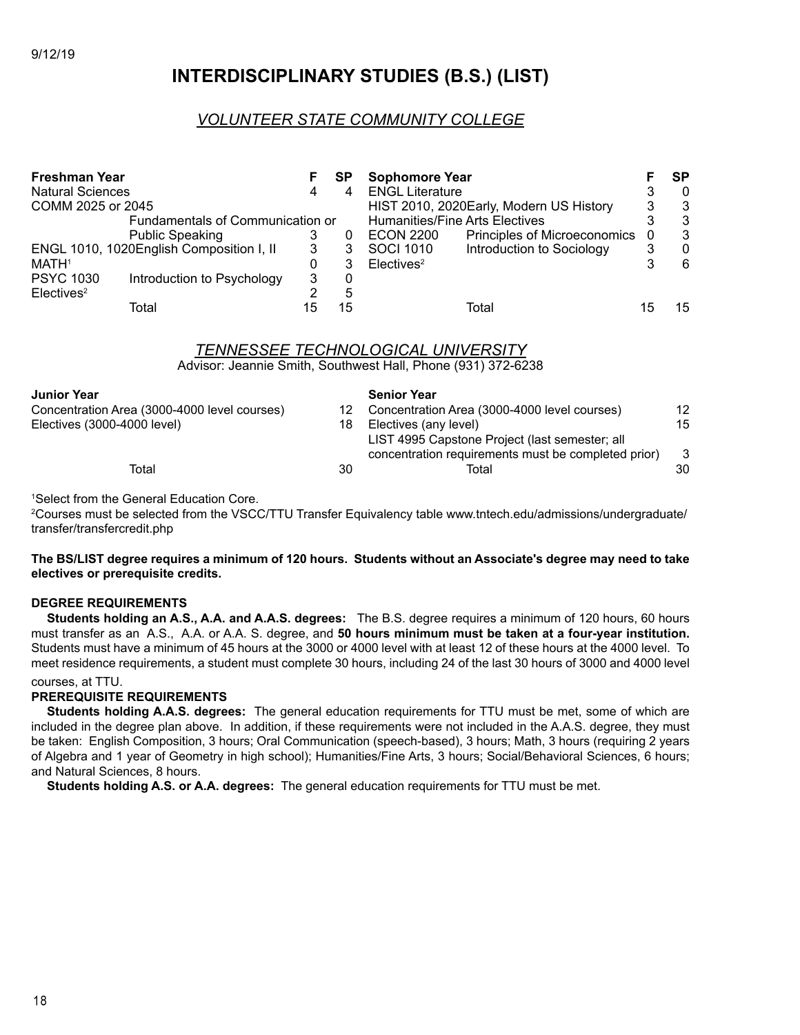9/12/19

# INTERDISCIPLINARY STUDIES (B.S.) (LIST)

## *VOLUNTEER STATE COMMUNITY COLLEGE*

| Freshman Year | | F | SP | Sophomore Year | | F | SP |
|---|---|---|---|---|---|---|---|
| Natural Sciences | | 4 | 4 | ENGL Literature | | 3 | 0 |
| COMM 2025 or 2045 | | | | HIST 2010, 2020 | Early, Modern US History | 3 | 3 |
| | Fundamentals of Communication or Public Speaking | 3 | 0 | Humanities/Fine Arts Electives | | 3 | 3 |
| ENGL 1010, 1020 | English Composition I, II | 3 | 3 | ECON 2200 | Principles of Microeconomics | 0 | 3 |
| MATH[1] | | 0 | 3 | SOCI 1010 | Introduction to Sociology | 3 | 0 |
| PSYC 1030 | Introduction to Psychology | 3 | 0 | Electives[2] | | 3 | 6 |
| Electives[2] | | 2 | 5 | | | | |
| | Total | 15 | 15 | | Total | 15 | 15 |

## *TENNESSEE TECHNOLOGICAL UNIVERSITY*

Advisor: Jeannie Smith, Southwest Hall, Phone (931) 372-6238

| Junior Year | | Senior Year | |
|---|---|---|---|
| Concentration Area (3000-4000 level courses) | 12 | Concentration Area (3000-4000 level courses) | 12 |
| Electives (3000-4000 level) | 18 | Electives (any level) | 15 |
| | | LIST 4995 Capstone Project (last semester; all concentration requirements must be completed prior) | 3 |
| Total | 30 | Total | 30 |

[1]Select from the General Education Core.

[2]Courses must be selected from the VSCC/TTU Transfer Equivalency table www.tntech.edu/admissions/undergraduate/transfer/transfercredit.php

**The BS/LIST degree requires a minimum of 120 hours. Students without an Associate's degree may need to take electives or prerequisite credits.**

**DEGREE REQUIREMENTS**

**Students holding an A.S., A.A. and A.A.S. degrees:** The B.S. degree requires a minimum of 120 hours, 60 hours must transfer as an A.S., A.A. or A.A. S. degree, and **50 hours minimum must be taken at a four-year institution.** Students must have a minimum of 45 hours at the 3000 or 4000 level with at least 12 of these hours at the 4000 level. To meet residence requirements, a student must complete 30 hours, including 24 of the last 30 hours of 3000 and 4000 level courses, at TTU.

**PREREQUISITE REQUIREMENTS**

**Students holding A.A.S. degrees:** The general education requirements for TTU must be met, some of which are included in the degree plan above. In addition, if these requirements were not included in the A.A.S. degree, they must be taken: English Composition, 3 hours; Oral Communication (speech-based), 3 hours; Math, 3 hours (requiring 2 years of Algebra and 1 year of Geometry in high school); Humanities/Fine Arts, 3 hours; Social/Behavioral Sciences, 6 hours; and Natural Sciences, 8 hours.

**Students holding A.S. or A.A. degrees:** The general education requirements for TTU must be met.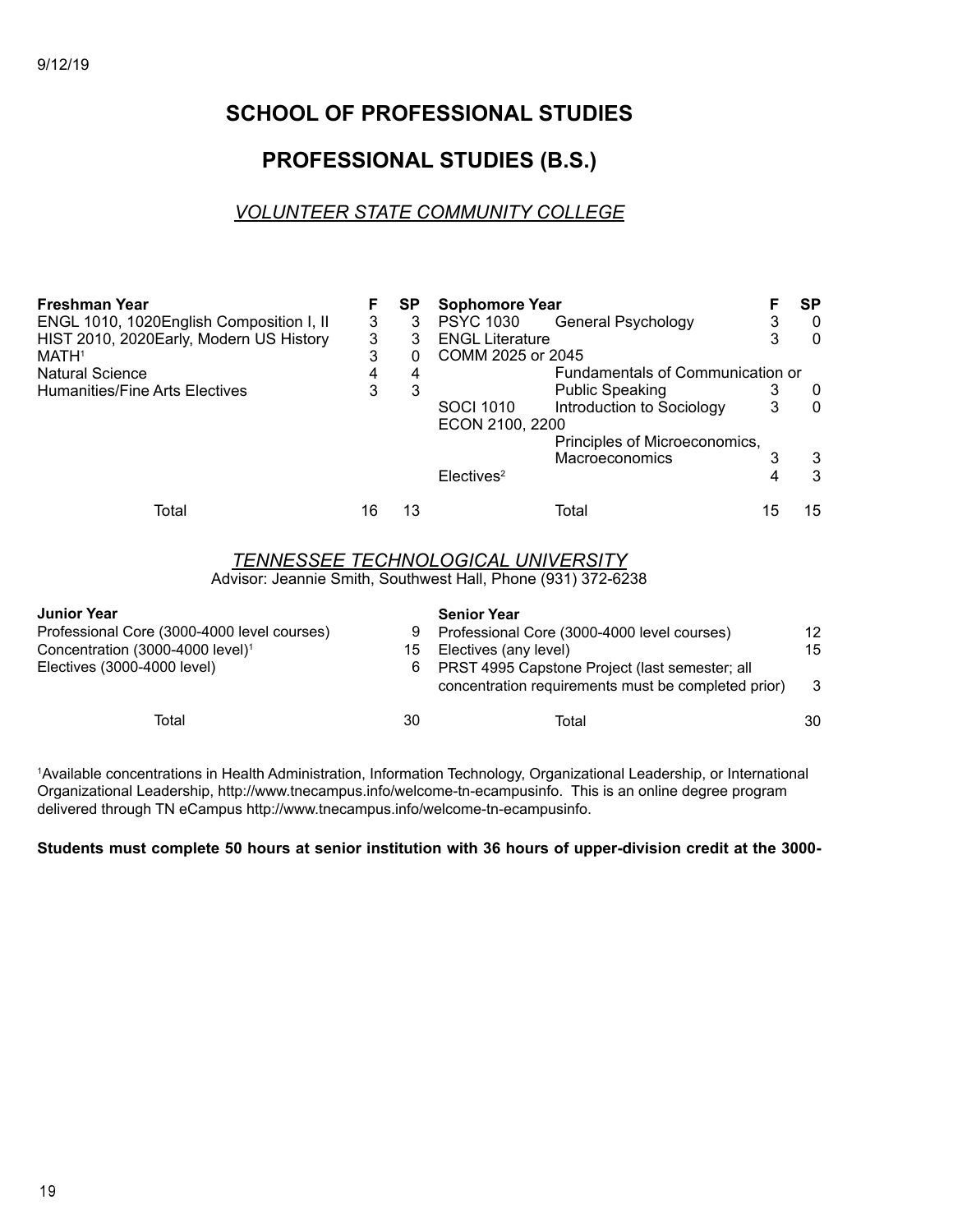9/12/19

# SCHOOL OF PROFESSIONAL STUDIES

## PROFESSIONAL STUDIES (B.S.)

### *VOLUNTEER STATE COMMUNITY COLLEGE*

| Freshman Year | | F | SP | Sophomore Year | | F | SP |
|---|---|---|---|---|---|---|---|
| ENGL 1010, 1020 | English Composition I, II | 3 | 3 | PSYC 1030 | General Psychology | 3 | 0 |
| HIST 2010, 2020 | Early, Modern US History | 3 | 3 | ENGL Literature | | 3 | 0 |
| MATH[1] | | 3 | 0 | COMM 2025 or 2045 | Fundamentals of Communication or Public Speaking | 3 | 0 |
| Natural Science | | 4 | 4 | SOCI 1010 | Introduction to Sociology | 3 | 0 |
| Humanities/Fine Arts Electives | | 3 | 3 | ECON 2100, 2200 | Principles of Microeconomics, Macroeconomics | 3 | 3 |
| | | | | Electives[2] | | 4 | 3 |
| Total | | 16 | 13 | | Total | 15 | 15 |

### *TENNESSEE TECHNOLOGICAL UNIVERSITY*

Advisor: Jeannie Smith, Southwest Hall, Phone (931) 372-6238

| Junior Year | | Senior Year | |
|---|---|---|---|
| Professional Core (3000-4000 level courses) | 9 | Professional Core (3000-4000 level courses) | 12 |
| Concentration (3000-4000 level)[1] | 15 | Electives (any level) | 15 |
| Electives (3000-4000 level) | 6 | PRST 4995 Capstone Project (last semester; all concentration requirements must be completed prior) | 3 |
| Total | 30 | Total | 30 |

[1]Available concentrations in Health Administration, Information Technology, Organizational Leadership, or International Organizational Leadership, http://www.tnecampus.info/welcome-tn-ecampusinfo. This is an online degree program delivered through TN eCampus http://www.tnecampus.info/welcome-tn-ecampusinfo.

**Students must complete 50 hours at senior institution with 36 hours of upper-division credit at the 3000-**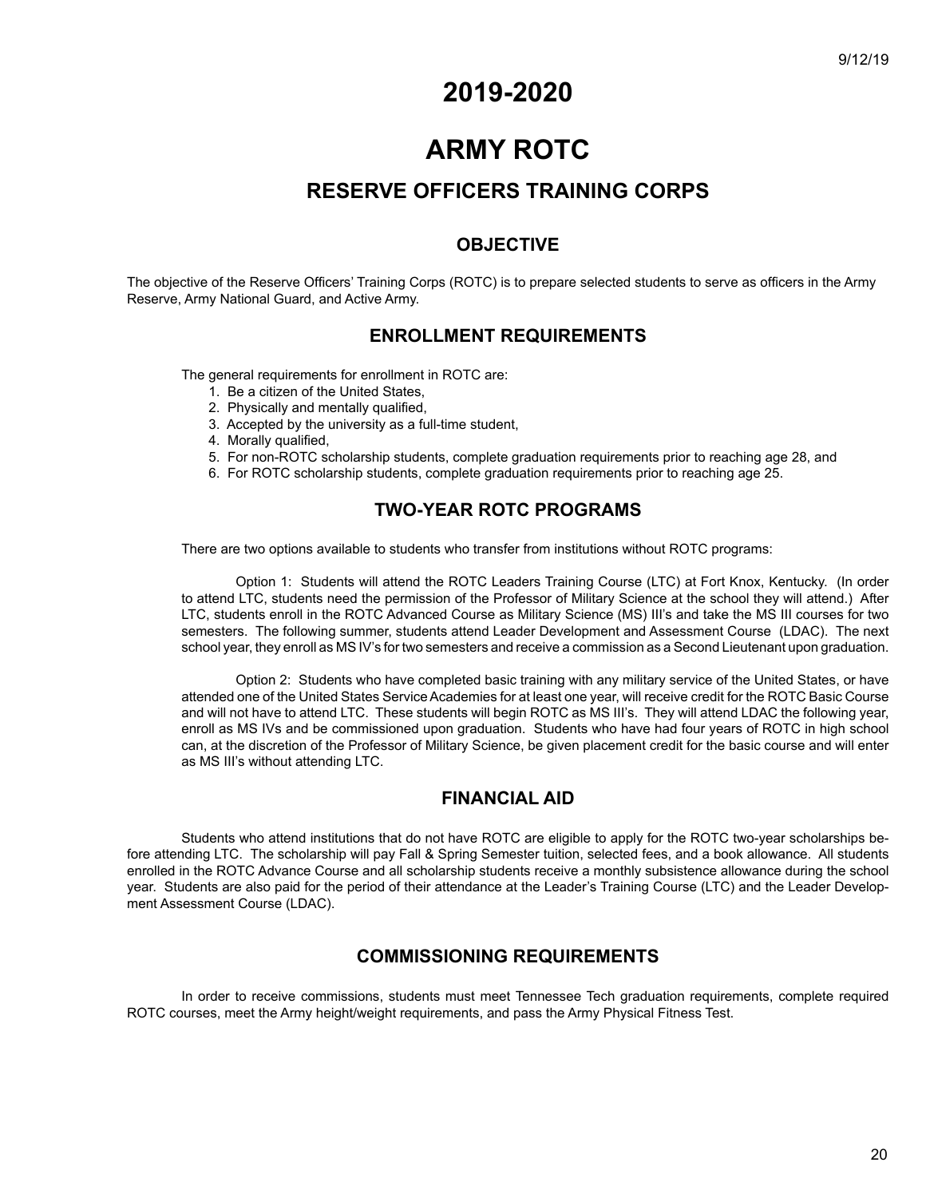# 2019-2020

# ARMY ROTC

## RESERVE OFFICERS TRAINING CORPS

### OBJECTIVE

The objective of the Reserve Officers' Training Corps (ROTC) is to prepare selected students to serve as officers in the Army Reserve, Army National Guard, and Active Army.

### ENROLLMENT REQUIREMENTS

The general requirements for enrollment in ROTC are:

1. Be a citizen of the United States,
2. Physically and mentally qualified,
3. Accepted by the university as a full-time student,
4. Morally qualified,
5. For non-ROTC scholarship students, complete graduation requirements prior to reaching age 28, and
6. For ROTC scholarship students, complete graduation requirements prior to reaching age 25.

### TWO-YEAR ROTC PROGRAMS

There are two options available to students who transfer from institutions without ROTC programs:

Option 1: Students will attend the ROTC Leaders Training Course (LTC) at Fort Knox, Kentucky. (In order to attend LTC, students need the permission of the Professor of Military Science at the school they will attend.) After LTC, students enroll in the ROTC Advanced Course as Military Science (MS) III's and take the MS III courses for two semesters. The following summer, students attend Leader Development and Assessment Course (LDAC). The next school year, they enroll as MS IV's for two semesters and receive a commission as a Second Lieutenant upon graduation.

Option 2: Students who have completed basic training with any military service of the United States, or have attended one of the United States Service Academies for at least one year, will receive credit for the ROTC Basic Course and will not have to attend LTC. These students will begin ROTC as MS III's. They will attend LDAC the following year, enroll as MS IVs and be commissioned upon graduation. Students who have had four years of ROTC in high school can, at the discretion of the Professor of Military Science, be given placement credit for the basic course and will enter as MS III's without attending LTC.

### FINANCIAL AID

Students who attend institutions that do not have ROTC are eligible to apply for the ROTC two-year scholarships before attending LTC. The scholarship will pay Fall & Spring Semester tuition, selected fees, and a book allowance. All students enrolled in the ROTC Advance Course and all scholarship students receive a monthly subsistence allowance during the school year. Students are also paid for the period of their attendance at the Leader's Training Course (LTC) and the Leader Development Assessment Course (LDAC).

### COMMISSIONING REQUIREMENTS

In order to receive commissions, students must meet Tennessee Tech graduation requirements, complete required ROTC courses, meet the Army height/weight requirements, and pass the Army Physical Fitness Test.